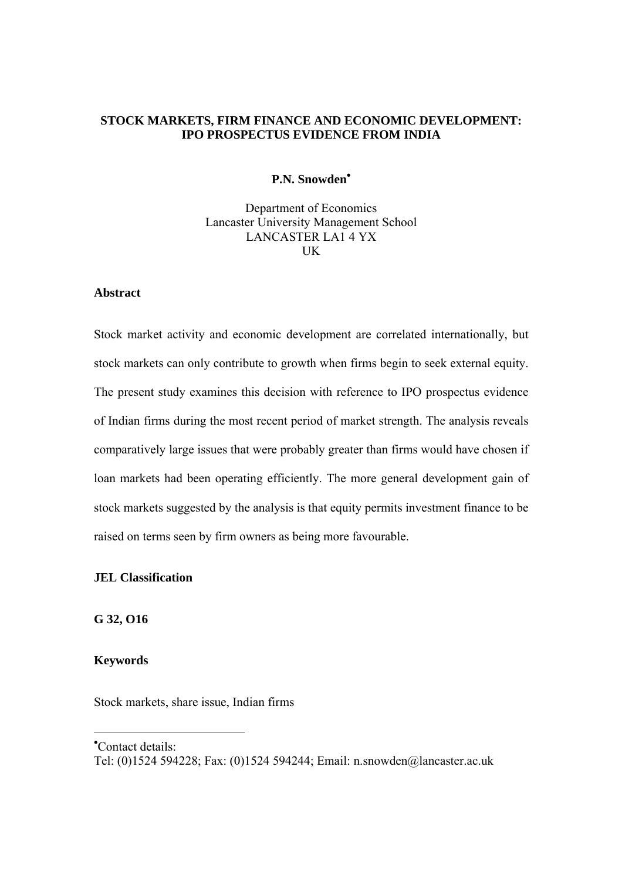# STOCK MARKETS, FIRM FINANCE AND ECONOMIC DEVELOPMENT: IPO PROSPECTUS EVIDENCE FROM INDIA

**P.N. Snowden**[•]

Department of Economics
Lancaster University Management School
LANCASTER LA1 4 YX
UK

**Abstract**

Stock market activity and economic development are correlated internationally, but stock markets can only contribute to growth when firms begin to seek external equity. The present study examines this decision with reference to IPO prospectus evidence of Indian firms during the most recent period of market strength. The analysis reveals comparatively large issues that were probably greater than firms would have chosen if loan markets had been operating efficiently. The more general development gain of stock markets suggested by the analysis is that equity permits investment finance to be raised on terms seen by firm owners as being more favourable.

**JEL Classification**

**G 32, O16**

**Keywords**

Stock markets, share issue, Indian firms

---

[•]Contact details:
Tel: (0)1524 594228; Fax: (0)1524 594244; Email: n.snowden@lancaster.ac.uk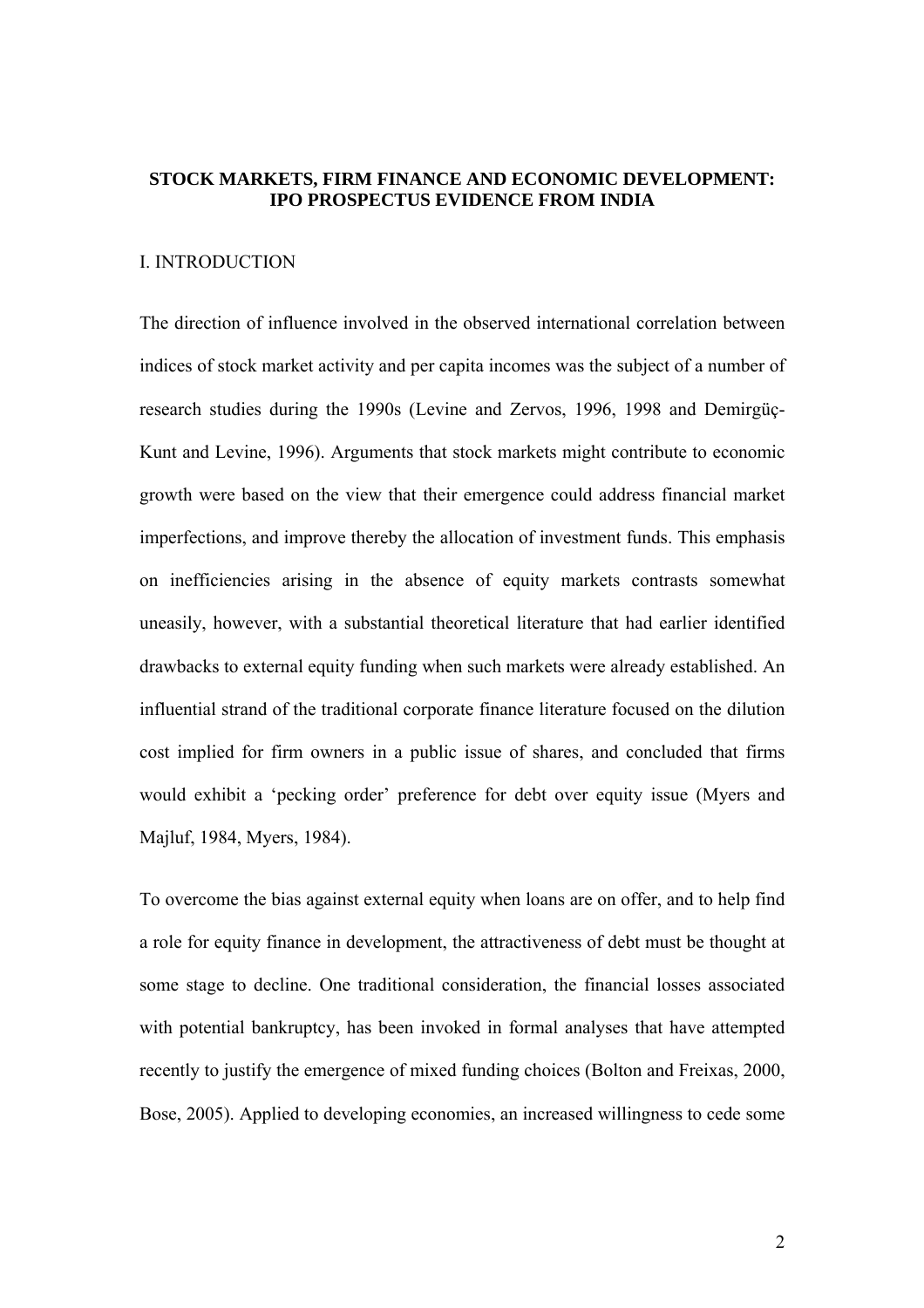# STOCK MARKETS, FIRM FINANCE AND ECONOMIC DEVELOPMENT: IPO PROSPECTUS EVIDENCE FROM INDIA

## I. INTRODUCTION

The direction of influence involved in the observed international correlation between indices of stock market activity and per capita incomes was the subject of a number of research studies during the 1990s (Levine and Zervos, 1996, 1998 and Demirgüç-Kunt and Levine, 1996). Arguments that stock markets might contribute to economic growth were based on the view that their emergence could address financial market imperfections, and improve thereby the allocation of investment funds. This emphasis on inefficiencies arising in the absence of equity markets contrasts somewhat uneasily, however, with a substantial theoretical literature that had earlier identified drawbacks to external equity funding when such markets were already established. An influential strand of the traditional corporate finance literature focused on the dilution cost implied for firm owners in a public issue of shares, and concluded that firms would exhibit a 'pecking order' preference for debt over equity issue (Myers and Majluf, 1984, Myers, 1984).

To overcome the bias against external equity when loans are on offer, and to help find a role for equity finance in development, the attractiveness of debt must be thought at some stage to decline. One traditional consideration, the financial losses associated with potential bankruptcy, has been invoked in formal analyses that have attempted recently to justify the emergence of mixed funding choices (Bolton and Freixas, 2000, Bose, 2005). Applied to developing economies, an increased willingness to cede some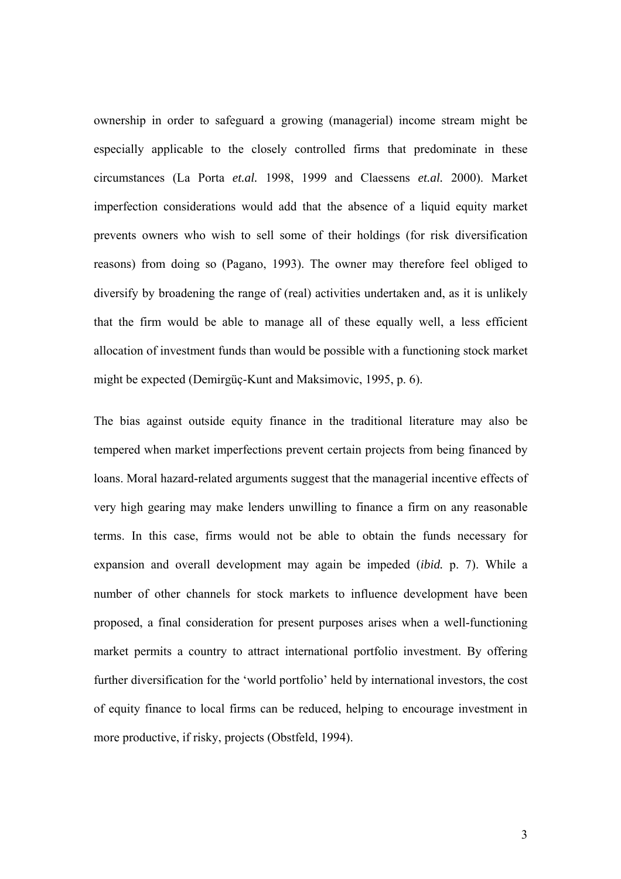ownership in order to safeguard a growing (managerial) income stream might be especially applicable to the closely controlled firms that predominate in these circumstances (La Porta *et.al.* 1998, 1999 and Claessens *et.al.* 2000). Market imperfection considerations would add that the absence of a liquid equity market prevents owners who wish to sell some of their holdings (for risk diversification reasons) from doing so (Pagano, 1993). The owner may therefore feel obliged to diversify by broadening the range of (real) activities undertaken and, as it is unlikely that the firm would be able to manage all of these equally well, a less efficient allocation of investment funds than would be possible with a functioning stock market might be expected (Demirgüç-Kunt and Maksimovic, 1995, p. 6).

The bias against outside equity finance in the traditional literature may also be tempered when market imperfections prevent certain projects from being financed by loans. Moral hazard-related arguments suggest that the managerial incentive effects of very high gearing may make lenders unwilling to finance a firm on any reasonable terms. In this case, firms would not be able to obtain the funds necessary for expansion and overall development may again be impeded (*ibid.* p. 7). While a number of other channels for stock markets to influence development have been proposed, a final consideration for present purposes arises when a well-functioning market permits a country to attract international portfolio investment. By offering further diversification for the 'world portfolio' held by international investors, the cost of equity finance to local firms can be reduced, helping to encourage investment in more productive, if risky, projects (Obstfeld, 1994).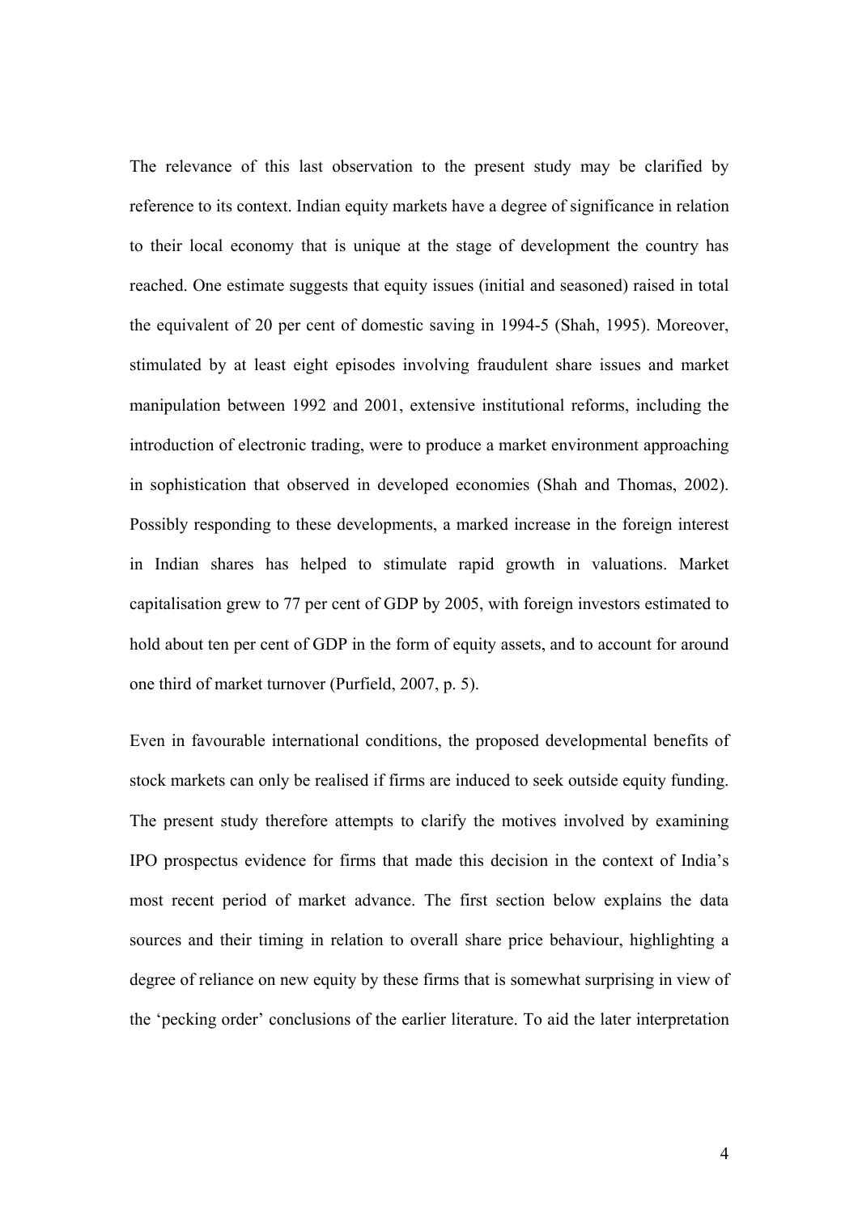The relevance of this last observation to the present study may be clarified by reference to its context. Indian equity markets have a degree of significance in relation to their local economy that is unique at the stage of development the country has reached. One estimate suggests that equity issues (initial and seasoned) raised in total the equivalent of 20 per cent of domestic saving in 1994-5 (Shah, 1995). Moreover, stimulated by at least eight episodes involving fraudulent share issues and market manipulation between 1992 and 2001, extensive institutional reforms, including the introduction of electronic trading, were to produce a market environment approaching in sophistication that observed in developed economies (Shah and Thomas, 2002). Possibly responding to these developments, a marked increase in the foreign interest in Indian shares has helped to stimulate rapid growth in valuations. Market capitalisation grew to 77 per cent of GDP by 2005, with foreign investors estimated to hold about ten per cent of GDP in the form of equity assets, and to account for around one third of market turnover (Purfield, 2007, p. 5).

Even in favourable international conditions, the proposed developmental benefits of stock markets can only be realised if firms are induced to seek outside equity funding. The present study therefore attempts to clarify the motives involved by examining IPO prospectus evidence for firms that made this decision in the context of India's most recent period of market advance. The first section below explains the data sources and their timing in relation to overall share price behaviour, highlighting a degree of reliance on new equity by these firms that is somewhat surprising in view of the 'pecking order' conclusions of the earlier literature. To aid the later interpretation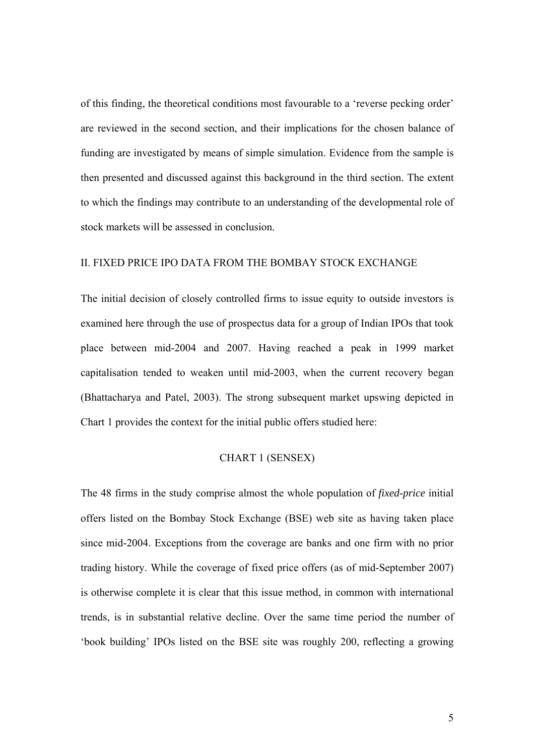of this finding, the theoretical conditions most favourable to a 'reverse pecking order' are reviewed in the second section, and their implications for the chosen balance of funding are investigated by means of simple simulation. Evidence from the sample is then presented and discussed against this background in the third section. The extent to which the findings may contribute to an understanding of the developmental role of stock markets will be assessed in conclusion.

## II. FIXED PRICE IPO DATA FROM THE BOMBAY STOCK EXCHANGE

The initial decision of closely controlled firms to issue equity to outside investors is examined here through the use of prospectus data for a group of Indian IPOs that took place between mid-2004 and 2007. Having reached a peak in 1999 market capitalisation tended to weaken until mid-2003, when the current recovery began (Bhattacharya and Patel, 2003). The strong subsequent market upswing depicted in Chart 1 provides the context for the initial public offers studied here:

CHART 1 (SENSEX)

The 48 firms in the study comprise almost the whole population of *fixed-price* initial offers listed on the Bombay Stock Exchange (BSE) web site as having taken place since mid-2004. Exceptions from the coverage are banks and one firm with no prior trading history. While the coverage of fixed price offers (as of mid-September 2007) is otherwise complete it is clear that this issue method, in common with international trends, is in substantial relative decline. Over the same time period the number of 'book building' IPOs listed on the BSE site was roughly 200, reflecting a growing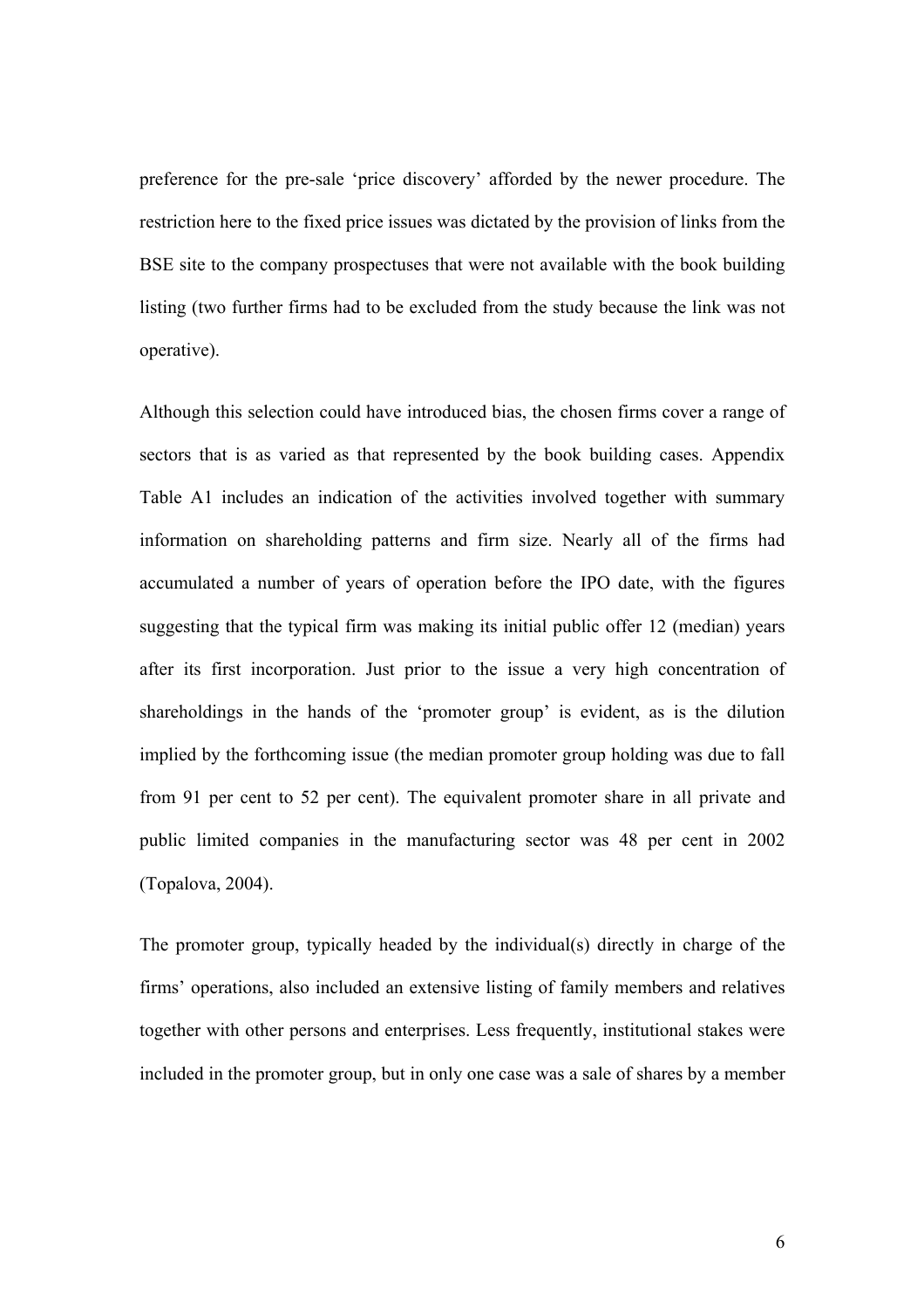preference for the pre-sale 'price discovery' afforded by the newer procedure. The restriction here to the fixed price issues was dictated by the provision of links from the BSE site to the company prospectuses that were not available with the book building listing (two further firms had to be excluded from the study because the link was not operative).

Although this selection could have introduced bias, the chosen firms cover a range of sectors that is as varied as that represented by the book building cases. Appendix Table A1 includes an indication of the activities involved together with summary information on shareholding patterns and firm size. Nearly all of the firms had accumulated a number of years of operation before the IPO date, with the figures suggesting that the typical firm was making its initial public offer 12 (median) years after its first incorporation. Just prior to the issue a very high concentration of shareholdings in the hands of the 'promoter group' is evident, as is the dilution implied by the forthcoming issue (the median promoter group holding was due to fall from 91 per cent to 52 per cent). The equivalent promoter share in all private and public limited companies in the manufacturing sector was 48 per cent in 2002 (Topalova, 2004).

The promoter group, typically headed by the individual(s) directly in charge of the firms' operations, also included an extensive listing of family members and relatives together with other persons and enterprises. Less frequently, institutional stakes were included in the promoter group, but in only one case was a sale of shares by a member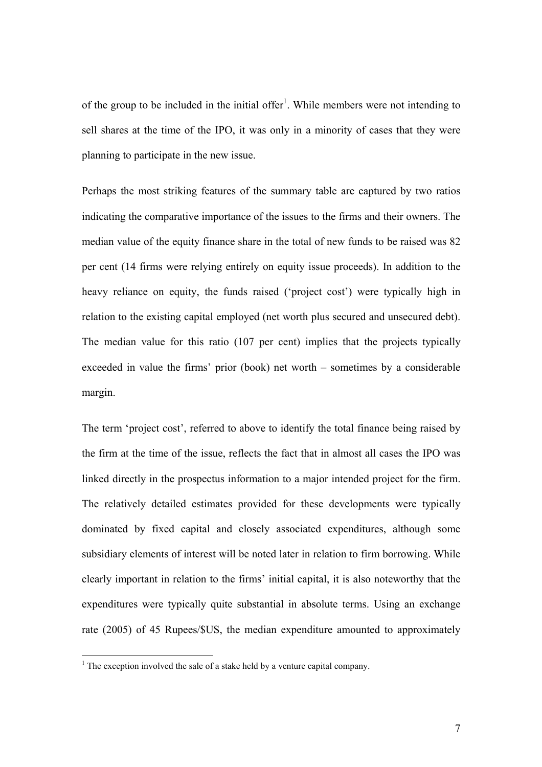of the group to be included in the initial offer[1]. While members were not intending to sell shares at the time of the IPO, it was only in a minority of cases that they were planning to participate in the new issue.

Perhaps the most striking features of the summary table are captured by two ratios indicating the comparative importance of the issues to the firms and their owners. The median value of the equity finance share in the total of new funds to be raised was 82 per cent (14 firms were relying entirely on equity issue proceeds). In addition to the heavy reliance on equity, the funds raised ('project cost') were typically high in relation to the existing capital employed (net worth plus secured and unsecured debt). The median value for this ratio (107 per cent) implies that the projects typically exceeded in value the firms' prior (book) net worth – sometimes by a considerable margin.

The term 'project cost', referred to above to identify the total finance being raised by the firm at the time of the issue, reflects the fact that in almost all cases the IPO was linked directly in the prospectus information to a major intended project for the firm. The relatively detailed estimates provided for these developments were typically dominated by fixed capital and closely associated expenditures, although some subsidiary elements of interest will be noted later in relation to firm borrowing. While clearly important in relation to the firms' initial capital, it is also noteworthy that the expenditures were typically quite substantial in absolute terms. Using an exchange rate (2005) of 45 Rupees/$US, the median expenditure amounted to approximately

[1] The exception involved the sale of a stake held by a venture capital company.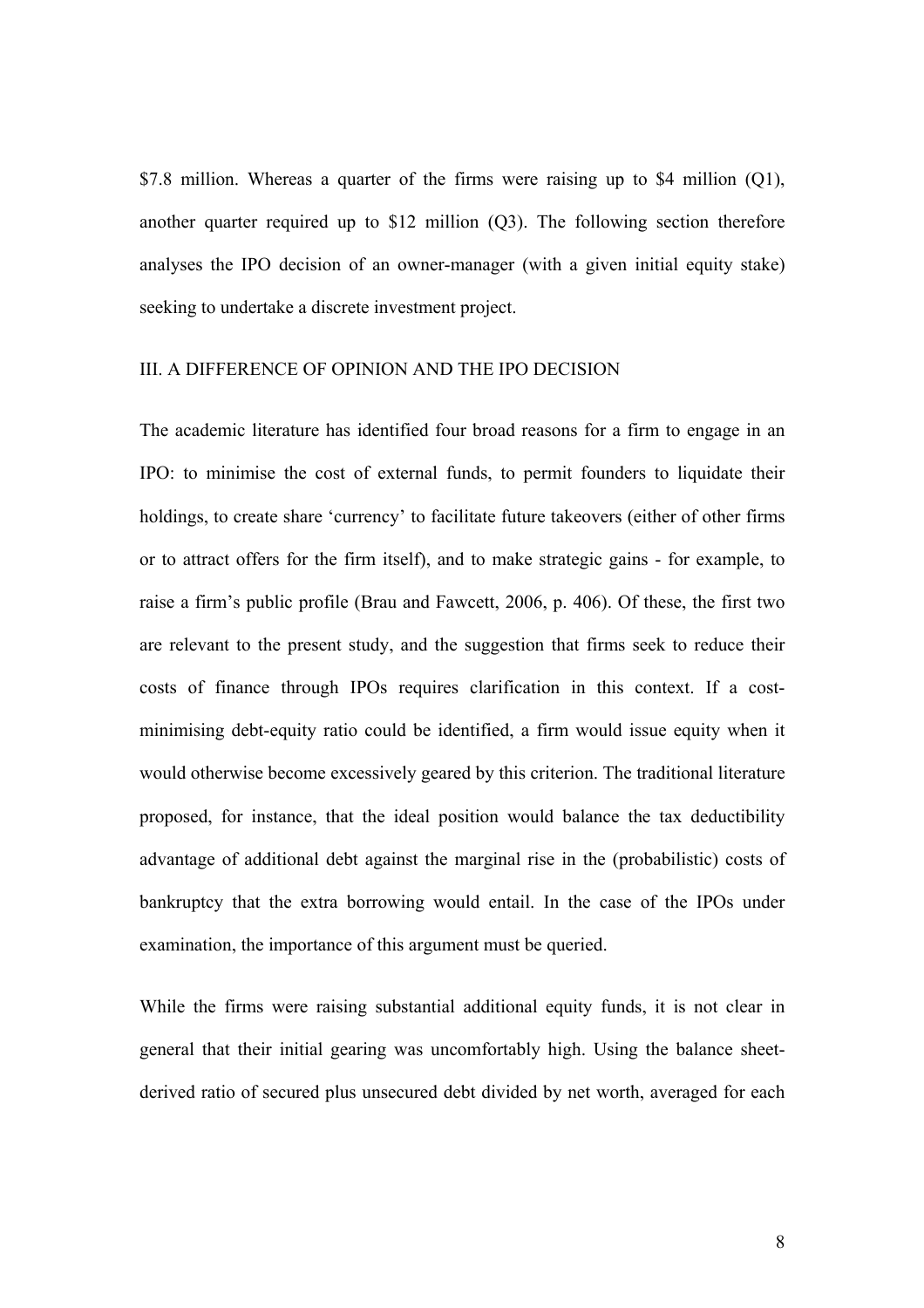$7.8 million. Whereas a quarter of the firms were raising up to $4 million (Q1), another quarter required up to $12 million (Q3). The following section therefore analyses the IPO decision of an owner-manager (with a given initial equity stake) seeking to undertake a discrete investment project.

## III. A DIFFERENCE OF OPINION AND THE IPO DECISION

The academic literature has identified four broad reasons for a firm to engage in an IPO: to minimise the cost of external funds, to permit founders to liquidate their holdings, to create share 'currency' to facilitate future takeovers (either of other firms or to attract offers for the firm itself), and to make strategic gains - for example, to raise a firm's public profile (Brau and Fawcett, 2006, p. 406). Of these, the first two are relevant to the present study, and the suggestion that firms seek to reduce their costs of finance through IPOs requires clarification in this context. If a cost-minimising debt-equity ratio could be identified, a firm would issue equity when it would otherwise become excessively geared by this criterion. The traditional literature proposed, for instance, that the ideal position would balance the tax deductibility advantage of additional debt against the marginal rise in the (probabilistic) costs of bankruptcy that the extra borrowing would entail. In the case of the IPOs under examination, the importance of this argument must be queried.

While the firms were raising substantial additional equity funds, it is not clear in general that their initial gearing was uncomfortably high. Using the balance sheet-derived ratio of secured plus unsecured debt divided by net worth, averaged for each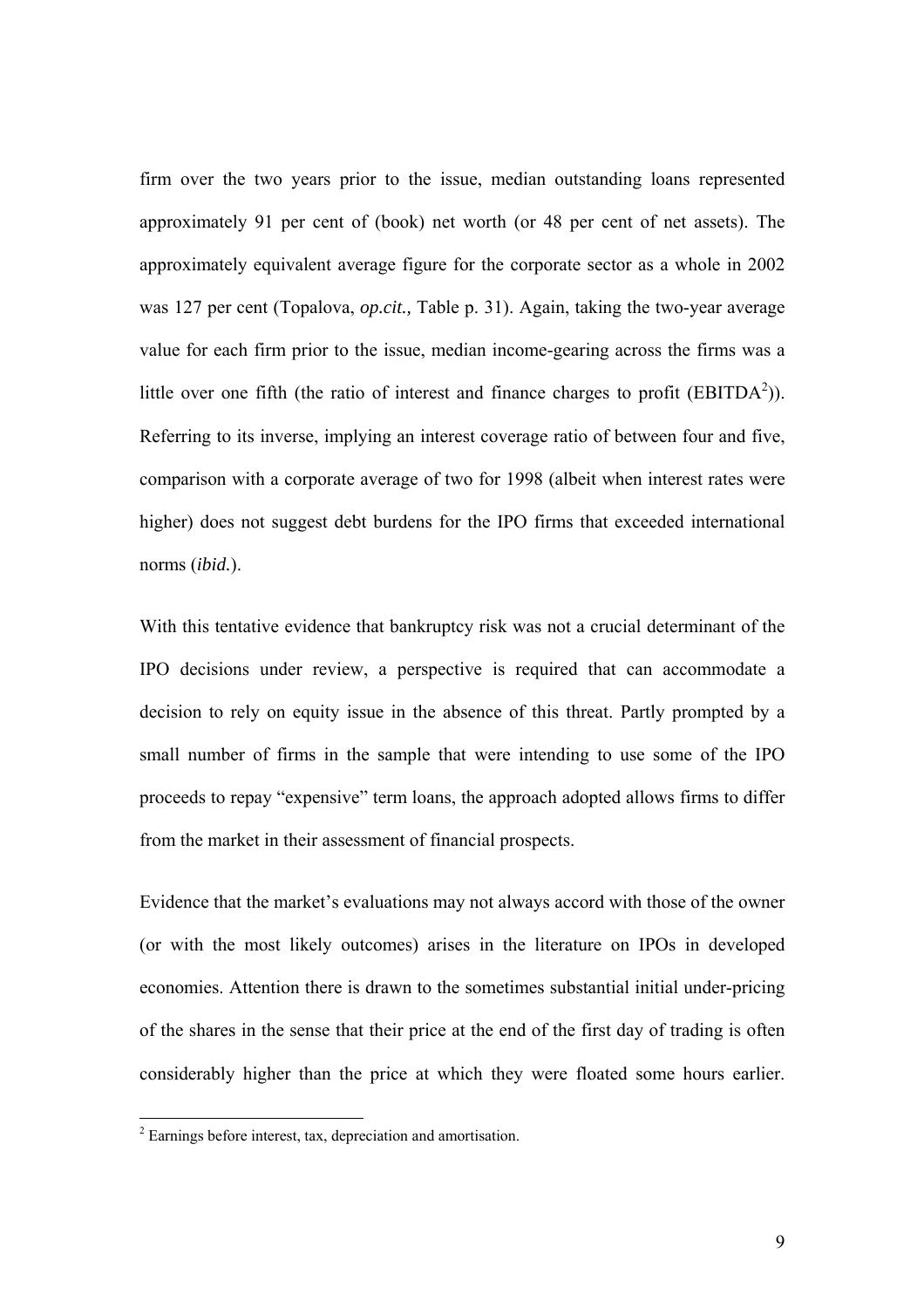firm over the two years prior to the issue, median outstanding loans represented approximately 91 per cent of (book) net worth (or 48 per cent of net assets). The approximately equivalent average figure for the corporate sector as a whole in 2002 was 127 per cent (Topalova, *op.cit.,* Table p. 31). Again, taking the two-year average value for each firm prior to the issue, median income-gearing across the firms was a little over one fifth (the ratio of interest and finance charges to profit (EBITDA[2])). Referring to its inverse, implying an interest coverage ratio of between four and five, comparison with a corporate average of two for 1998 (albeit when interest rates were higher) does not suggest debt burdens for the IPO firms that exceeded international norms (*ibid.*).

With this tentative evidence that bankruptcy risk was not a crucial determinant of the IPO decisions under review, a perspective is required that can accommodate a decision to rely on equity issue in the absence of this threat. Partly prompted by a small number of firms in the sample that were intending to use some of the IPO proceeds to repay "expensive" term loans, the approach adopted allows firms to differ from the market in their assessment of financial prospects.

Evidence that the market's evaluations may not always accord with those of the owner (or with the most likely outcomes) arises in the literature on IPOs in developed economies. Attention there is drawn to the sometimes substantial initial under-pricing of the shares in the sense that their price at the end of the first day of trading is often considerably higher than the price at which they were floated some hours earlier.

[2] Earnings before interest, tax, depreciation and amortisation.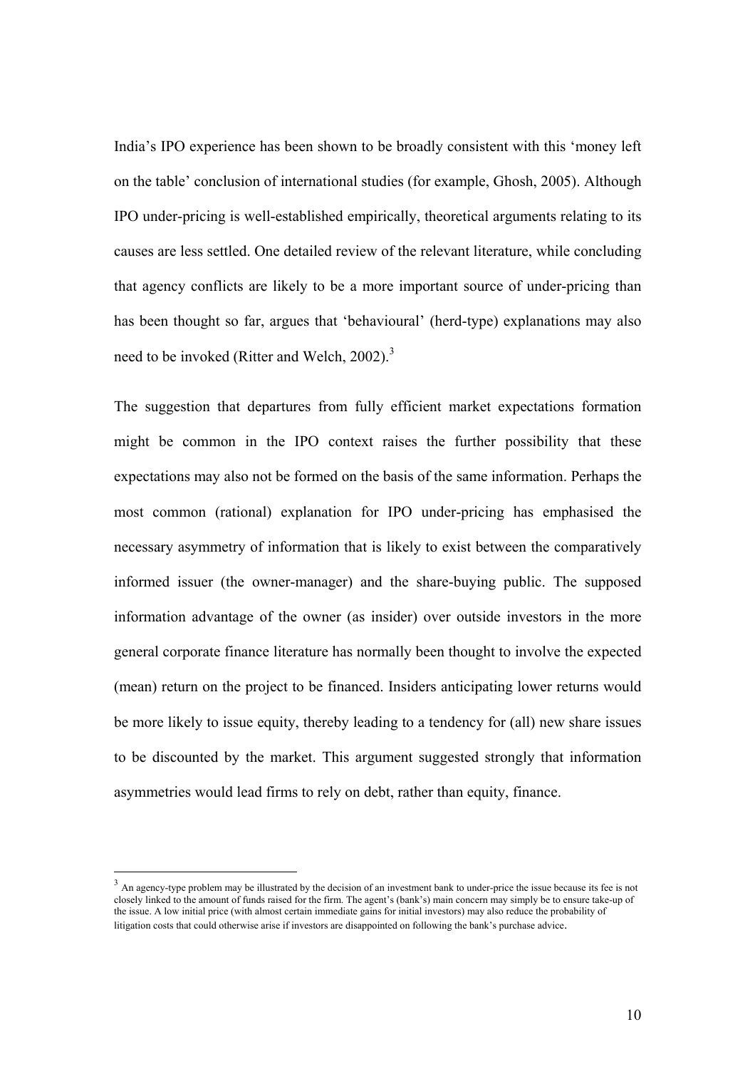India's IPO experience has been shown to be broadly consistent with this 'money left on the table' conclusion of international studies (for example, Ghosh, 2005). Although IPO under-pricing is well-established empirically, theoretical arguments relating to its causes are less settled. One detailed review of the relevant literature, while concluding that agency conflicts are likely to be a more important source of under-pricing than has been thought so far, argues that 'behavioural' (herd-type) explanations may also need to be invoked (Ritter and Welch, 2002).[3]

The suggestion that departures from fully efficient market expectations formation might be common in the IPO context raises the further possibility that these expectations may also not be formed on the basis of the same information. Perhaps the most common (rational) explanation for IPO under-pricing has emphasised the necessary asymmetry of information that is likely to exist between the comparatively informed issuer (the owner-manager) and the share-buying public. The supposed information advantage of the owner (as insider) over outside investors in the more general corporate finance literature has normally been thought to involve the expected (mean) return on the project to be financed. Insiders anticipating lower returns would be more likely to issue equity, thereby leading to a tendency for (all) new share issues to be discounted by the market. This argument suggested strongly that information asymmetries would lead firms to rely on debt, rather than equity, finance.

---

[3] An agency-type problem may be illustrated by the decision of an investment bank to under-price the issue because its fee is not closely linked to the amount of funds raised for the firm. The agent's (bank's) main concern may simply be to ensure take-up of the issue. A low initial price (with almost certain immediate gains for initial investors) may also reduce the probability of litigation costs that could otherwise arise if investors are disappointed on following the bank's purchase advice.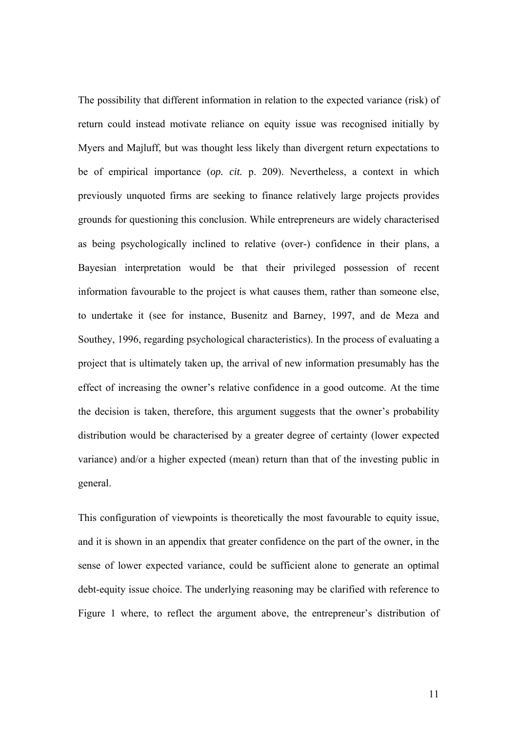The possibility that different information in relation to the expected variance (risk) of return could instead motivate reliance on equity issue was recognised initially by Myers and Majluff, but was thought less likely than divergent return expectations to be of empirical importance (*op. cit.* p. 209). Nevertheless, a context in which previously unquoted firms are seeking to finance relatively large projects provides grounds for questioning this conclusion. While entrepreneurs are widely characterised as being psychologically inclined to relative (over-) confidence in their plans, a Bayesian interpretation would be that their privileged possession of recent information favourable to the project is what causes them, rather than someone else, to undertake it (see for instance, Busenitz and Barney, 1997, and de Meza and Southey, 1996, regarding psychological characteristics). In the process of evaluating a project that is ultimately taken up, the arrival of new information presumably has the effect of increasing the owner's relative confidence in a good outcome. At the time the decision is taken, therefore, this argument suggests that the owner's probability distribution would be characterised by a greater degree of certainty (lower expected variance) and/or a higher expected (mean) return than that of the investing public in general.

This configuration of viewpoints is theoretically the most favourable to equity issue, and it is shown in an appendix that greater confidence on the part of the owner, in the sense of lower expected variance, could be sufficient alone to generate an optimal debt-equity issue choice. The underlying reasoning may be clarified with reference to Figure 1 where, to reflect the argument above, the entrepreneur's distribution of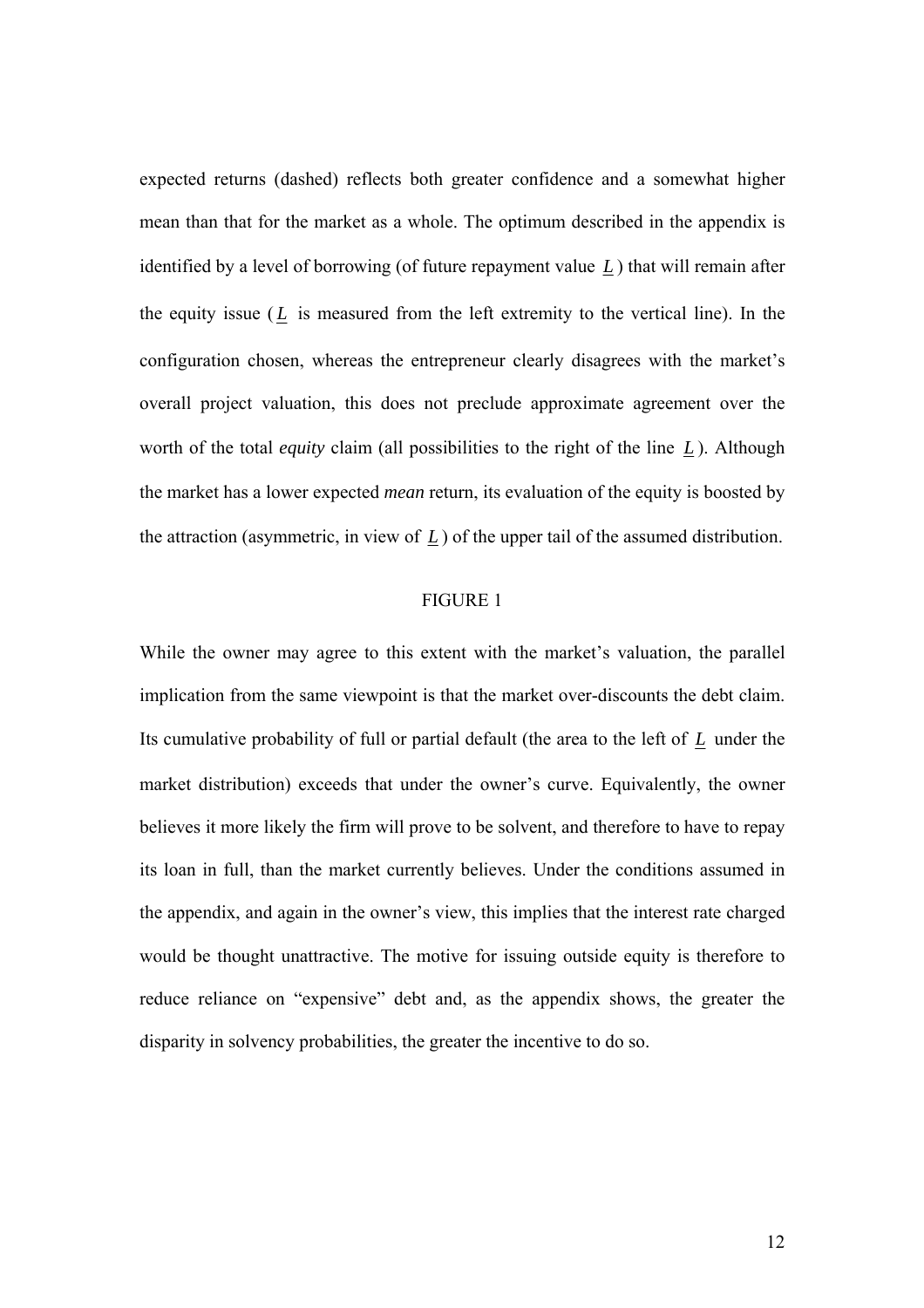expected returns (dashed) reflects both greater confidence and a somewhat higher mean than that for the market as a whole. The optimum described in the appendix is identified by a level of borrowing (of future repayment value $\underline{L}$) that will remain after the equity issue ($\underline{L}$ is measured from the left extremity to the vertical line). In the configuration chosen, whereas the entrepreneur clearly disagrees with the market's overall project valuation, this does not preclude approximate agreement over the worth of the total *equity* claim (all possibilities to the right of the line $\underline{L}$). Although the market has a lower expected *mean* return, its evaluation of the equity is boosted by the attraction (asymmetric, in view of $\underline{L}$) of the upper tail of the assumed distribution.

FIGURE 1

While the owner may agree to this extent with the market's valuation, the parallel implication from the same viewpoint is that the market over-discounts the debt claim. Its cumulative probability of full or partial default (the area to the left of $\underline{L}$ under the market distribution) exceeds that under the owner's curve. Equivalently, the owner believes it more likely the firm will prove to be solvent, and therefore to have to repay its loan in full, than the market currently believes. Under the conditions assumed in the appendix, and again in the owner's view, this implies that the interest rate charged would be thought unattractive. The motive for issuing outside equity is therefore to reduce reliance on "expensive" debt and, as the appendix shows, the greater the disparity in solvency probabilities, the greater the incentive to do so.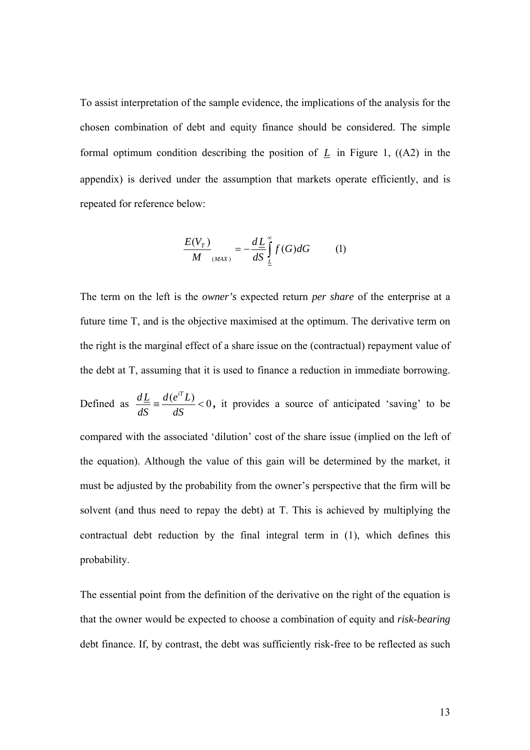To assist interpretation of the sample evidence, the implications of the analysis for the chosen combination of debt and equity finance should be considered. The simple formal optimum condition describing the position of $\underline{L}$ in Figure 1, ((A2) in the appendix) is derived under the assumption that markets operate efficiently, and is repeated for reference below:

$$\left.\frac{E(V_T)}{M}\right|_{(MAX)} = -\frac{d\underline{L}}{dS}\int_{\underline{L}}^{\infty} f(G)dG \qquad (1)$$

The term on the left is the *owner's* expected return *per share* of the enterprise at a future time T, and is the objective maximised at the optimum. The derivative term on the right is the marginal effect of a share issue on the (contractual) repayment value of the debt at T, assuming that it is used to finance a reduction in immediate borrowing. Defined as $\frac{d\underline{L}}{dS} \equiv \frac{d(e^{iT}L)}{dS} < 0$, it provides a source of anticipated 'saving' to be compared with the associated 'dilution' cost of the share issue (implied on the left of the equation). Although the value of this gain will be determined by the market, it must be adjusted by the probability from the owner's perspective that the firm will be solvent (and thus need to repay the debt) at T. This is achieved by multiplying the contractual debt reduction by the final integral term in (1), which defines this probability.

The essential point from the definition of the derivative on the right of the equation is that the owner would be expected to choose a combination of equity and *risk-bearing* debt finance. If, by contrast, the debt was sufficiently risk-free to be reflected as such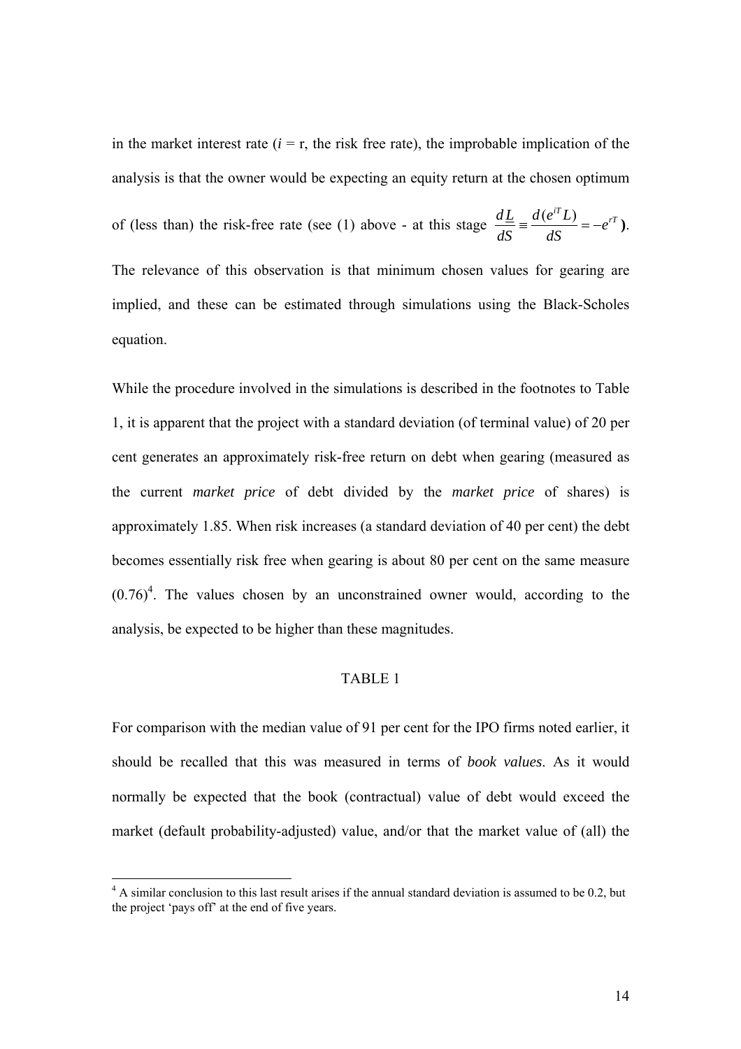in the market interest rate ($i$ = r, the risk free rate), the improbable implication of the analysis is that the owner would be expecting an equity return at the chosen optimum of (less than) the risk-free rate (see (1) above - at this stage $\frac{dL}{dS} \equiv \frac{d(e^{iT}L)}{dS} = -e^{rT}$ **)**.

The relevance of this observation is that minimum chosen values for gearing are implied, and these can be estimated through simulations using the Black-Scholes equation.

While the procedure involved in the simulations is described in the footnotes to Table 1, it is apparent that the project with a standard deviation (of terminal value) of 20 per cent generates an approximately risk-free return on debt when gearing (measured as the current *market price* of debt divided by the *market price* of shares) is approximately 1.85. When risk increases (a standard deviation of 40 per cent) the debt becomes essentially risk free when gearing is about 80 per cent on the same measure (0.76)[4]. The values chosen by an unconstrained owner would, according to the analysis, be expected to be higher than these magnitudes.

TABLE 1

For comparison with the median value of 91 per cent for the IPO firms noted earlier, it should be recalled that this was measured in terms of *book values*. As it would normally be expected that the book (contractual) value of debt would exceed the market (default probability-adjusted) value, and/or that the market value of (all) the

[4] A similar conclusion to this last result arises if the annual standard deviation is assumed to be 0.2, but the project 'pays off' at the end of five years.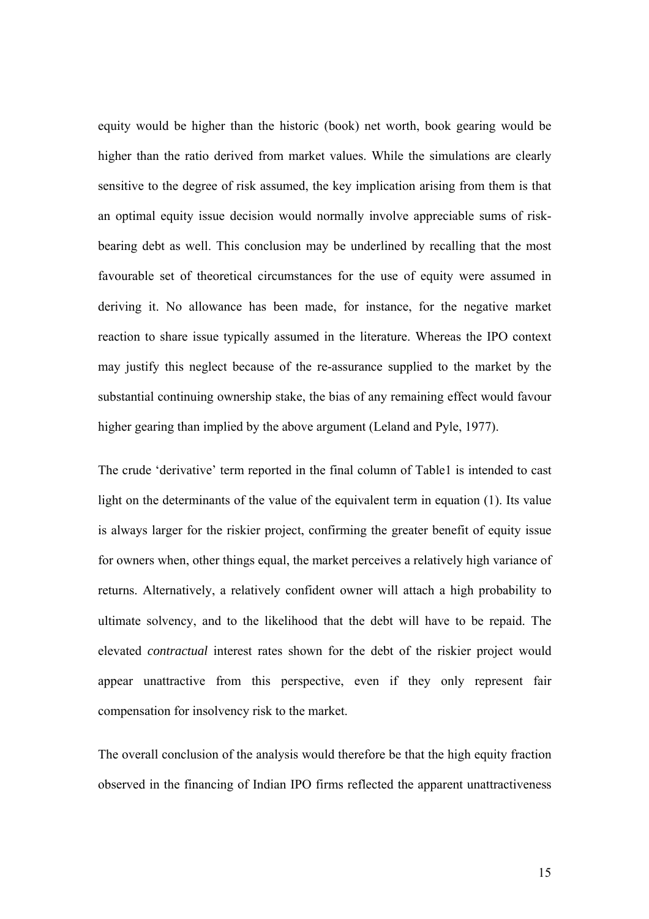equity would be higher than the historic (book) net worth, book gearing would be higher than the ratio derived from market values. While the simulations are clearly sensitive to the degree of risk assumed, the key implication arising from them is that an optimal equity issue decision would normally involve appreciable sums of risk-bearing debt as well. This conclusion may be underlined by recalling that the most favourable set of theoretical circumstances for the use of equity were assumed in deriving it. No allowance has been made, for instance, for the negative market reaction to share issue typically assumed in the literature. Whereas the IPO context may justify this neglect because of the re-assurance supplied to the market by the substantial continuing ownership stake, the bias of any remaining effect would favour higher gearing than implied by the above argument (Leland and Pyle, 1977).

The crude 'derivative' term reported in the final column of Table1 is intended to cast light on the determinants of the value of the equivalent term in equation (1). Its value is always larger for the riskier project, confirming the greater benefit of equity issue for owners when, other things equal, the market perceives a relatively high variance of returns. Alternatively, a relatively confident owner will attach a high probability to ultimate solvency, and to the likelihood that the debt will have to be repaid. The elevated *contractual* interest rates shown for the debt of the riskier project would appear unattractive from this perspective, even if they only represent fair compensation for insolvency risk to the market.

The overall conclusion of the analysis would therefore be that the high equity fraction observed in the financing of Indian IPO firms reflected the apparent unattractiveness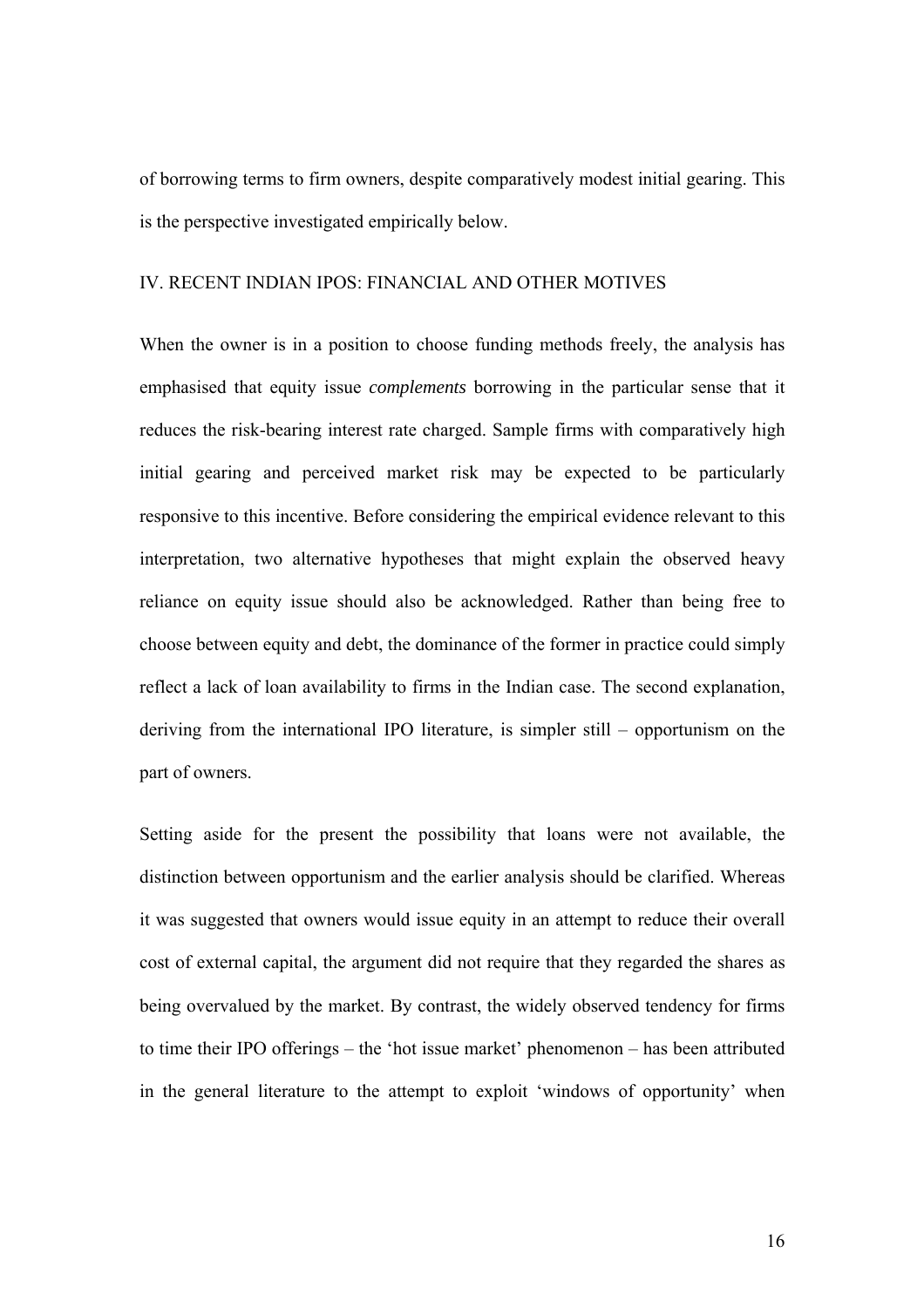of borrowing terms to firm owners, despite comparatively modest initial gearing. This is the perspective investigated empirically below.

## IV. RECENT INDIAN IPOS: FINANCIAL AND OTHER MOTIVES

When the owner is in a position to choose funding methods freely, the analysis has emphasised that equity issue *complements* borrowing in the particular sense that it reduces the risk-bearing interest rate charged. Sample firms with comparatively high initial gearing and perceived market risk may be expected to be particularly responsive to this incentive. Before considering the empirical evidence relevant to this interpretation, two alternative hypotheses that might explain the observed heavy reliance on equity issue should also be acknowledged. Rather than being free to choose between equity and debt, the dominance of the former in practice could simply reflect a lack of loan availability to firms in the Indian case. The second explanation, deriving from the international IPO literature, is simpler still – opportunism on the part of owners.

Setting aside for the present the possibility that loans were not available, the distinction between opportunism and the earlier analysis should be clarified. Whereas it was suggested that owners would issue equity in an attempt to reduce their overall cost of external capital, the argument did not require that they regarded the shares as being overvalued by the market. By contrast, the widely observed tendency for firms to time their IPO offerings – the 'hot issue market' phenomenon – has been attributed in the general literature to the attempt to exploit 'windows of opportunity' when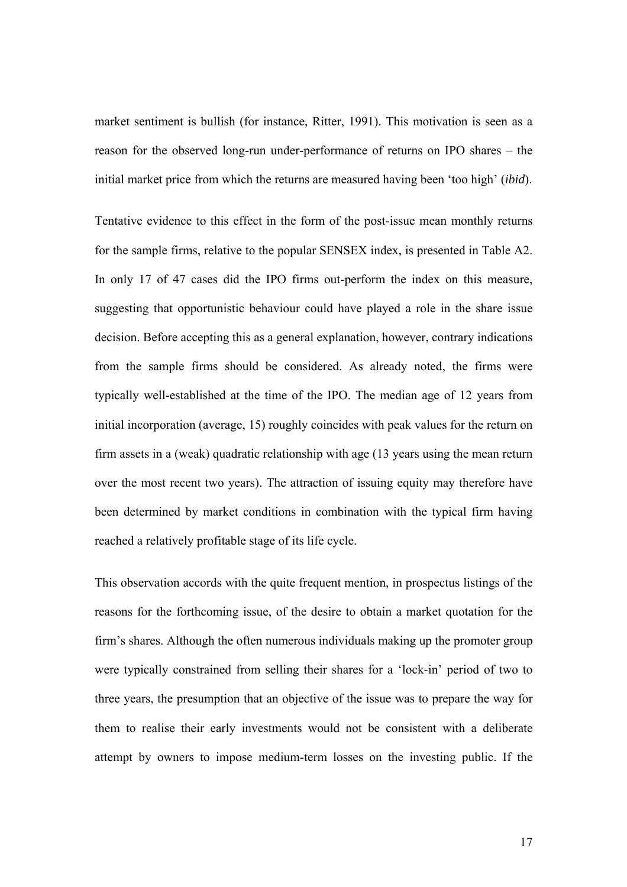market sentiment is bullish (for instance, Ritter, 1991). This motivation is seen as a reason for the observed long-run under-performance of returns on IPO shares – the initial market price from which the returns are measured having been 'too high' (*ibid*).

Tentative evidence to this effect in the form of the post-issue mean monthly returns for the sample firms, relative to the popular SENSEX index, is presented in Table A2. In only 17 of 47 cases did the IPO firms out-perform the index on this measure, suggesting that opportunistic behaviour could have played a role in the share issue decision. Before accepting this as a general explanation, however, contrary indications from the sample firms should be considered. As already noted, the firms were typically well-established at the time of the IPO. The median age of 12 years from initial incorporation (average, 15) roughly coincides with peak values for the return on firm assets in a (weak) quadratic relationship with age (13 years using the mean return over the most recent two years). The attraction of issuing equity may therefore have been determined by market conditions in combination with the typical firm having reached a relatively profitable stage of its life cycle.

This observation accords with the quite frequent mention, in prospectus listings of the reasons for the forthcoming issue, of the desire to obtain a market quotation for the firm's shares. Although the often numerous individuals making up the promoter group were typically constrained from selling their shares for a 'lock-in' period of two to three years, the presumption that an objective of the issue was to prepare the way for them to realise their early investments would not be consistent with a deliberate attempt by owners to impose medium-term losses on the investing public. If the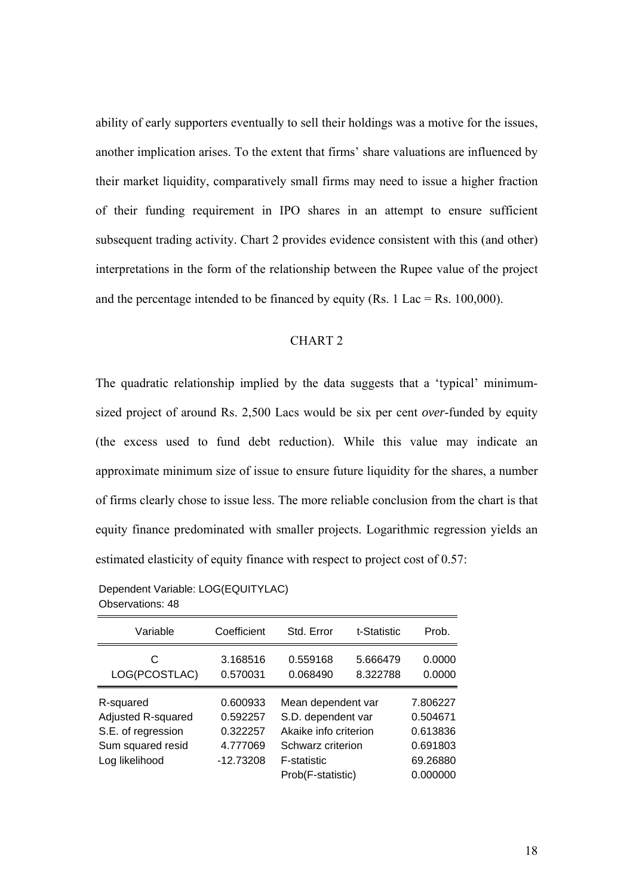ability of early supporters eventually to sell their holdings was a motive for the issues, another implication arises. To the extent that firms' share valuations are influenced by their market liquidity, comparatively small firms may need to issue a higher fraction of their funding requirement in IPO shares in an attempt to ensure sufficient subsequent trading activity. Chart 2 provides evidence consistent with this (and other) interpretations in the form of the relationship between the Rupee value of the project and the percentage intended to be financed by equity (Rs. 1 Lac = Rs. 100,000).

CHART 2

The quadratic relationship implied by the data suggests that a 'typical' minimum-sized project of around Rs. 2,500 Lacs would be six per cent *over*-funded by equity (the excess used to fund debt reduction). While this value may indicate an approximate minimum size of issue to ensure future liquidity for the shares, a number of firms clearly chose to issue less. The more reliable conclusion from the chart is that equity finance predominated with smaller projects. Logarithmic regression yields an estimated elasticity of equity finance with respect to project cost of 0.57:

Dependent Variable: LOG(EQUITYLAC)
Observations: 48

| Variable | Coefficient | Std. Error | t-Statistic | Prob. |
|---|---|---|---|---|
| C | 3.168516 | 0.559168 | 5.666479 | 0.0000 |
| LOG(PCOSTLAC) | 0.570031 | 0.068490 | 8.322788 | 0.0000 |

| | | | |
|---|---|---|---|
| R-squared | 0.600933 | Mean dependent var | 7.806227 |
| Adjusted R-squared | 0.592257 | S.D. dependent var | 0.504671 |
| S.E. of regression | 0.322257 | Akaike info criterion | 0.613836 |
| Sum squared resid | 4.777069 | Schwarz criterion | 0.691803 |
| Log likelihood | -12.73208 | F-statistic | 69.26880 |
| | | Prob(F-statistic) | 0.000000 |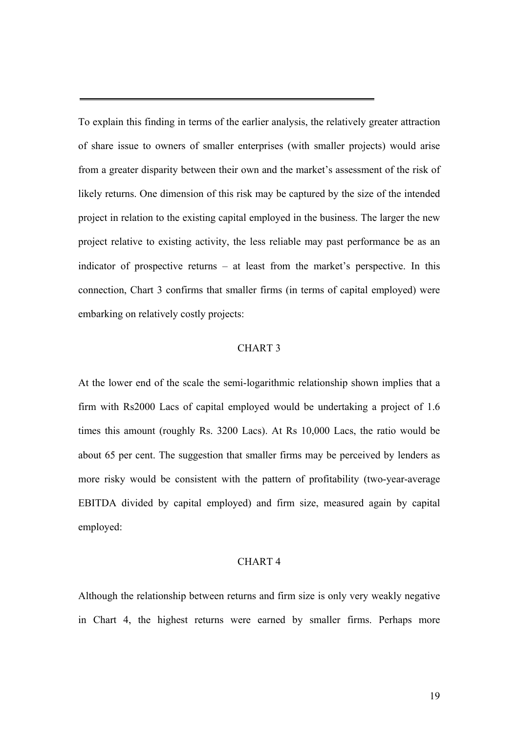To explain this finding in terms of the earlier analysis, the relatively greater attraction of share issue to owners of smaller enterprises (with smaller projects) would arise from a greater disparity between their own and the market's assessment of the risk of likely returns. One dimension of this risk may be captured by the size of the intended project in relation to the existing capital employed in the business. The larger the new project relative to existing activity, the less reliable may past performance be as an indicator of prospective returns – at least from the market's perspective. In this connection, Chart 3 confirms that smaller firms (in terms of capital employed) were embarking on relatively costly projects:

CHART 3

At the lower end of the scale the semi-logarithmic relationship shown implies that a firm with Rs2000 Lacs of capital employed would be undertaking a project of 1.6 times this amount (roughly Rs. 3200 Lacs). At Rs 10,000 Lacs, the ratio would be about 65 per cent. The suggestion that smaller firms may be perceived by lenders as more risky would be consistent with the pattern of profitability (two-year-average EBITDA divided by capital employed) and firm size, measured again by capital employed:

CHART 4

Although the relationship between returns and firm size is only very weakly negative in Chart 4, the highest returns were earned by smaller firms. Perhaps more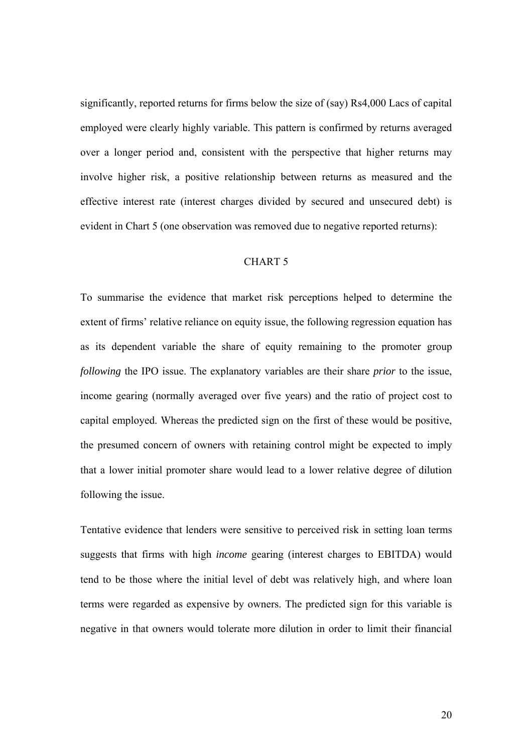significantly, reported returns for firms below the size of (say) Rs4,000 Lacs of capital employed were clearly highly variable. This pattern is confirmed by returns averaged over a longer period and, consistent with the perspective that higher returns may involve higher risk, a positive relationship between returns as measured and the effective interest rate (interest charges divided by secured and unsecured debt) is evident in Chart 5 (one observation was removed due to negative reported returns):

CHART 5

To summarise the evidence that market risk perceptions helped to determine the extent of firms' relative reliance on equity issue, the following regression equation has as its dependent variable the share of equity remaining to the promoter group *following* the IPO issue. The explanatory variables are their share *prior* to the issue, income gearing (normally averaged over five years) and the ratio of project cost to capital employed. Whereas the predicted sign on the first of these would be positive, the presumed concern of owners with retaining control might be expected to imply that a lower initial promoter share would lead to a lower relative degree of dilution following the issue.

Tentative evidence that lenders were sensitive to perceived risk in setting loan terms suggests that firms with high *income* gearing (interest charges to EBITDA) would tend to be those where the initial level of debt was relatively high, and where loan terms were regarded as expensive by owners. The predicted sign for this variable is negative in that owners would tolerate more dilution in order to limit their financial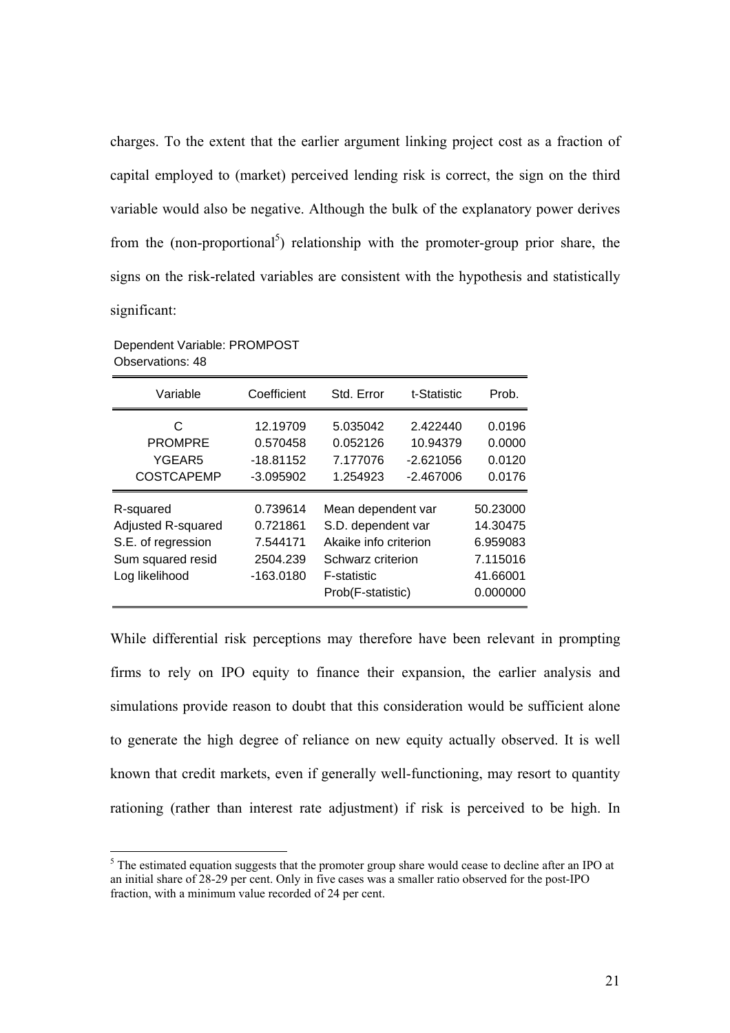charges. To the extent that the earlier argument linking project cost as a fraction of capital employed to (market) perceived lending risk is correct, the sign on the third variable would also be negative. Although the bulk of the explanatory power derives from the (non-proportional[5]) relationship with the promoter-group prior share, the signs on the risk-related variables are consistent with the hypothesis and statistically significant:

Dependent Variable: PROMPOST
Observations: 48

| Variable | Coefficient | Std. Error | t-Statistic | Prob. |
|---|---|---|---|---|
| C | 12.19709 | 5.035042 | 2.422440 | 0.0196 |
| PROMPRE | 0.570458 | 0.052126 | 10.94379 | 0.0000 |
| YGEAR5 | -18.81152 | 7.177076 | -2.621056 | 0.0120 |
| COSTCAPEMP | -3.095902 | 1.254923 | -2.467006 | 0.0176 |
| R-squared | 0.739614 | Mean dependent var | | 50.23000 |
| Adjusted R-squared | 0.721861 | S.D. dependent var | | 14.30475 |
| S.E. of regression | 7.544171 | Akaike info criterion | | 6.959083 |
| Sum squared resid | 2504.239 | Schwarz criterion | | 7.115016 |
| Log likelihood | -163.0180 | F-statistic | | 41.66001 |
| | | Prob(F-statistic) | | 0.000000 |

While differential risk perceptions may therefore have been relevant in prompting firms to rely on IPO equity to finance their expansion, the earlier analysis and simulations provide reason to doubt that this consideration would be sufficient alone to generate the high degree of reliance on new equity actually observed. It is well known that credit markets, even if generally well-functioning, may resort to quantity rationing (rather than interest rate adjustment) if risk is perceived to be high. In

[5] The estimated equation suggests that the promoter group share would cease to decline after an IPO at an initial share of 28-29 per cent. Only in five cases was a smaller ratio observed for the post-IPO fraction, with a minimum value recorded of 24 per cent.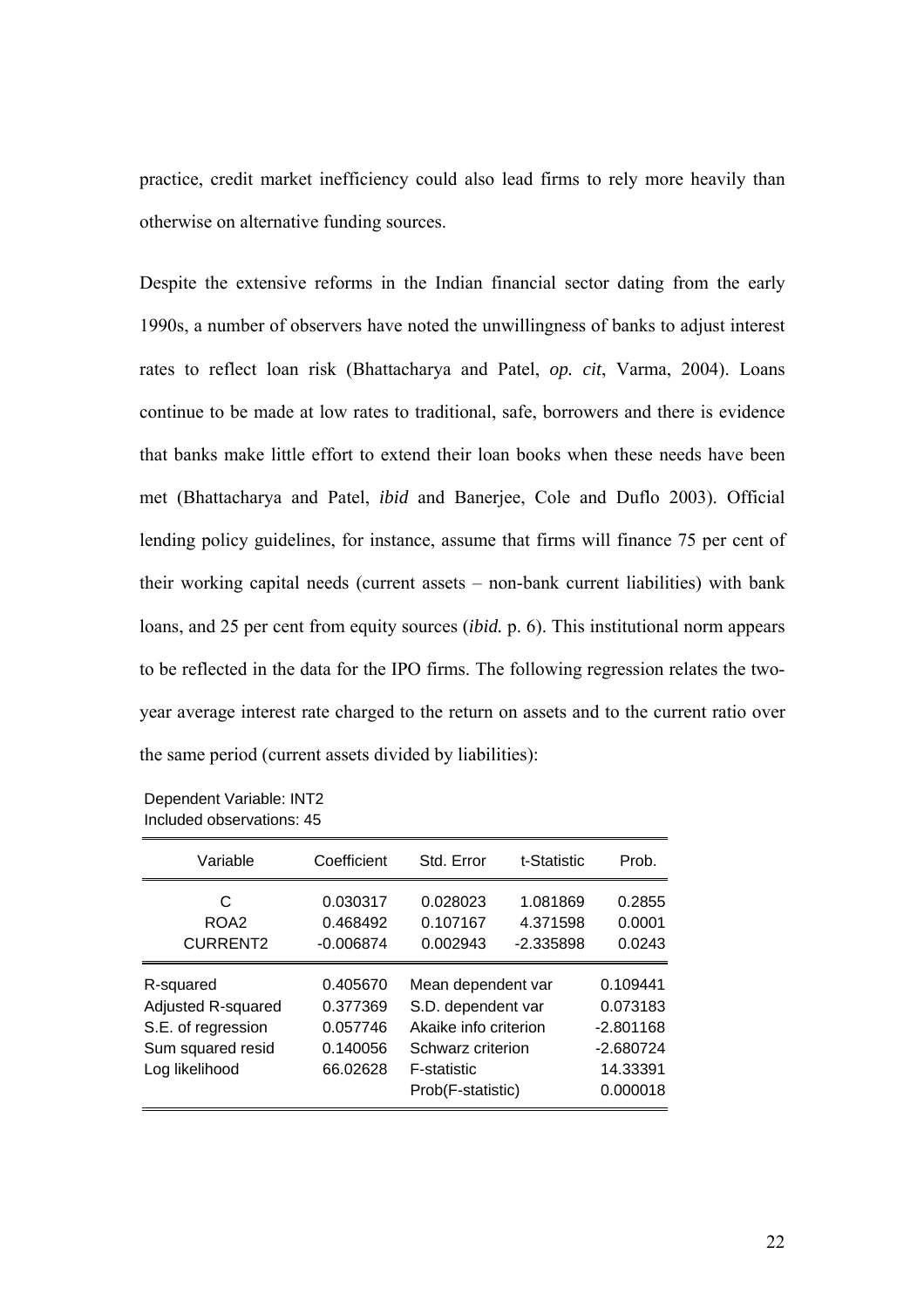practice, credit market inefficiency could also lead firms to rely more heavily than otherwise on alternative funding sources.

Despite the extensive reforms in the Indian financial sector dating from the early 1990s, a number of observers have noted the unwillingness of banks to adjust interest rates to reflect loan risk (Bhattacharya and Patel, *op. cit*, Varma, 2004). Loans continue to be made at low rates to traditional, safe, borrowers and there is evidence that banks make little effort to extend their loan books when these needs have been met (Bhattacharya and Patel, *ibid* and Banerjee, Cole and Duflo 2003). Official lending policy guidelines, for instance, assume that firms will finance 75 per cent of their working capital needs (current assets – non-bank current liabilities) with bank loans, and 25 per cent from equity sources (*ibid.* p. 6). This institutional norm appears to be reflected in the data for the IPO firms. The following regression relates the two-year average interest rate charged to the return on assets and to the current ratio over the same period (current assets divided by liabilities):

Dependent Variable: INT2
Included observations: 45

| Variable | Coefficient | Std. Error | t-Statistic | Prob. |
|---|---|---|---|---|
| C | 0.030317 | 0.028023 | 1.081869 | 0.2855 |
| ROA2 | 0.468492 | 0.107167 | 4.371598 | 0.0001 |
| CURRENT2 | -0.006874 | 0.002943 | -2.335898 | 0.0243 |

| | | | |
|---|---|---|---|
| R-squared | 0.405670 | Mean dependent var | 0.109441 |
| Adjusted R-squared | 0.377369 | S.D. dependent var | 0.073183 |
| S.E. of regression | 0.057746 | Akaike info criterion | -2.801168 |
| Sum squared resid | 0.140056 | Schwarz criterion | -2.680724 |
| Log likelihood | 66.02628 | F-statistic | 14.33391 |
| | | Prob(F-statistic) | 0.000018 |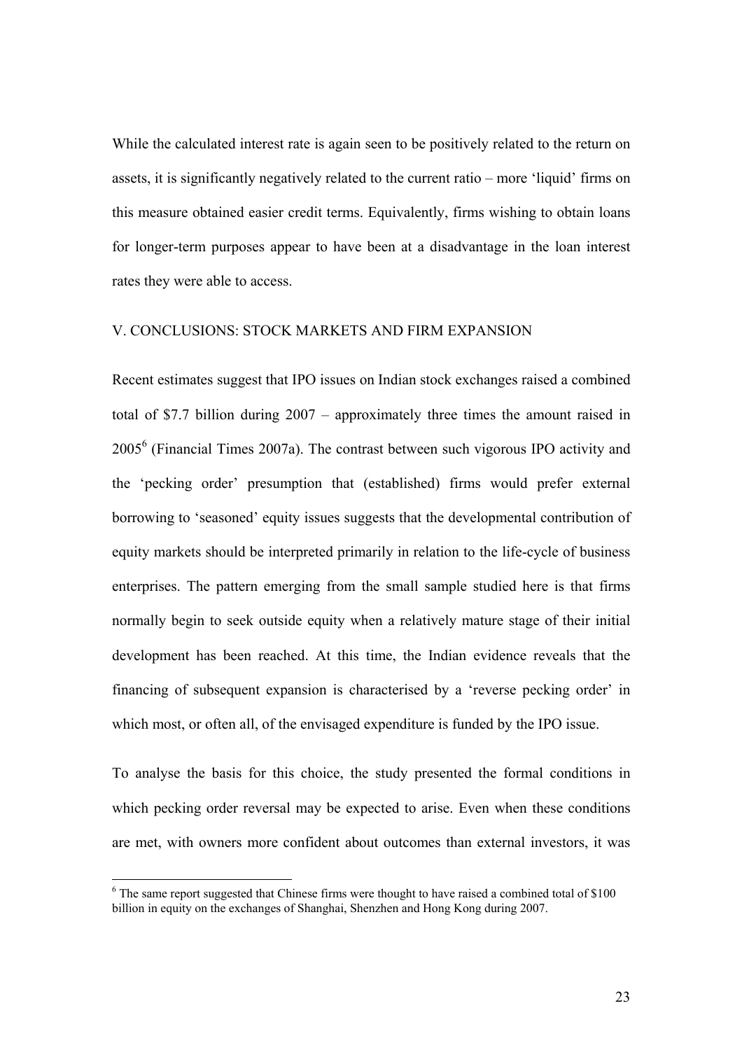While the calculated interest rate is again seen to be positively related to the return on assets, it is significantly negatively related to the current ratio – more 'liquid' firms on this measure obtained easier credit terms. Equivalently, firms wishing to obtain loans for longer-term purposes appear to have been at a disadvantage in the loan interest rates they were able to access.

## V. CONCLUSIONS: STOCK MARKETS AND FIRM EXPANSION

Recent estimates suggest that IPO issues on Indian stock exchanges raised a combined total of \$7.7 billion during 2007 – approximately three times the amount raised in 2005[6] (Financial Times 2007a). The contrast between such vigorous IPO activity and the 'pecking order' presumption that (established) firms would prefer external borrowing to 'seasoned' equity issues suggests that the developmental contribution of equity markets should be interpreted primarily in relation to the life-cycle of business enterprises. The pattern emerging from the small sample studied here is that firms normally begin to seek outside equity when a relatively mature stage of their initial development has been reached. At this time, the Indian evidence reveals that the financing of subsequent expansion is characterised by a 'reverse pecking order' in which most, or often all, of the envisaged expenditure is funded by the IPO issue.

To analyse the basis for this choice, the study presented the formal conditions in which pecking order reversal may be expected to arise. Even when these conditions are met, with owners more confident about outcomes than external investors, it was

[6] The same report suggested that Chinese firms were thought to have raised a combined total of \$100 billion in equity on the exchanges of Shanghai, Shenzhen and Hong Kong during 2007.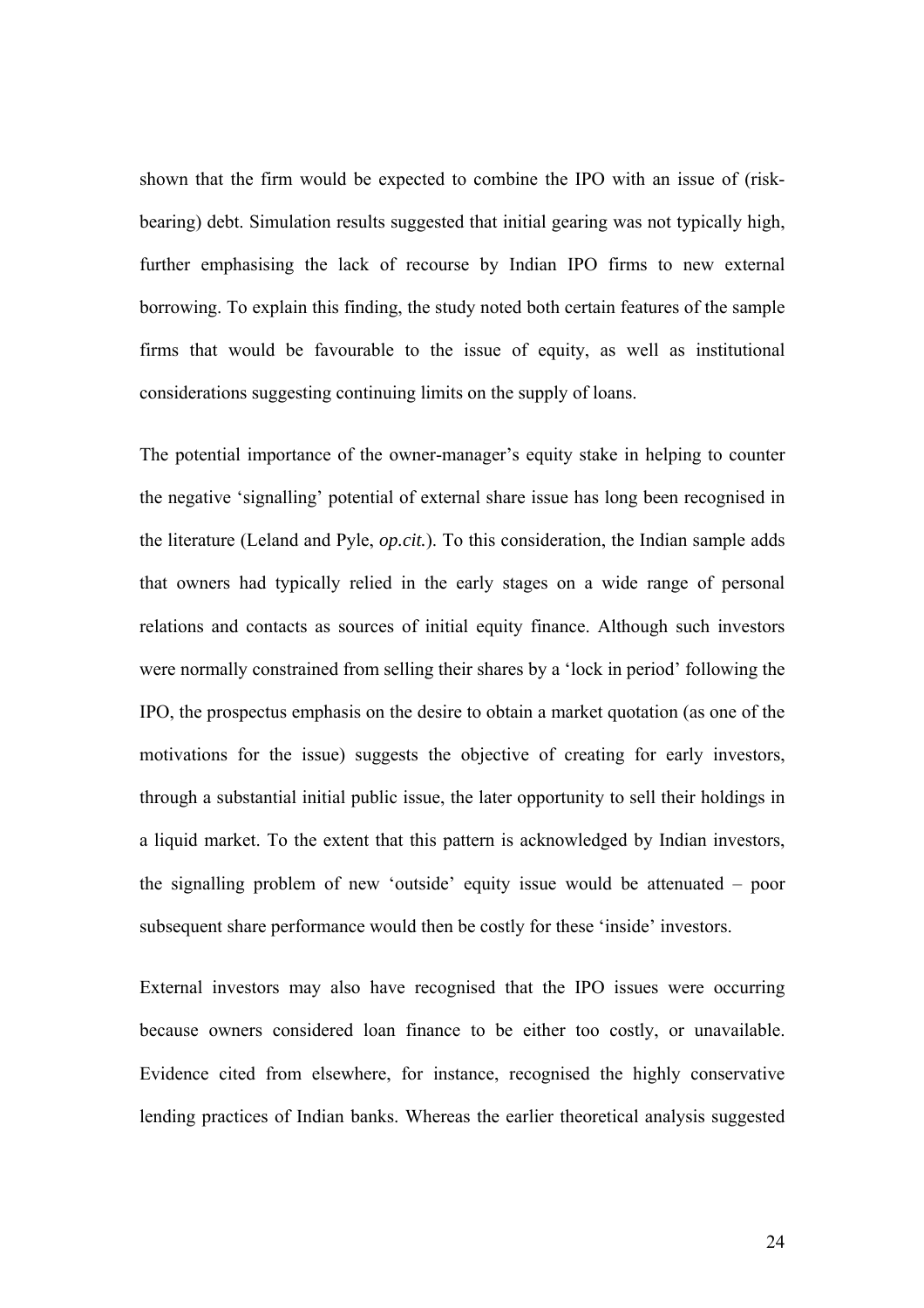shown that the firm would be expected to combine the IPO with an issue of (risk-bearing) debt. Simulation results suggested that initial gearing was not typically high, further emphasising the lack of recourse by Indian IPO firms to new external borrowing. To explain this finding, the study noted both certain features of the sample firms that would be favourable to the issue of equity, as well as institutional considerations suggesting continuing limits on the supply of loans.

The potential importance of the owner-manager's equity stake in helping to counter the negative 'signalling' potential of external share issue has long been recognised in the literature (Leland and Pyle, *op.cit.*). To this consideration, the Indian sample adds that owners had typically relied in the early stages on a wide range of personal relations and contacts as sources of initial equity finance. Although such investors were normally constrained from selling their shares by a 'lock in period' following the IPO, the prospectus emphasis on the desire to obtain a market quotation (as one of the motivations for the issue) suggests the objective of creating for early investors, through a substantial initial public issue, the later opportunity to sell their holdings in a liquid market. To the extent that this pattern is acknowledged by Indian investors, the signalling problem of new 'outside' equity issue would be attenuated – poor subsequent share performance would then be costly for these 'inside' investors.

External investors may also have recognised that the IPO issues were occurring because owners considered loan finance to be either too costly, or unavailable. Evidence cited from elsewhere, for instance, recognised the highly conservative lending practices of Indian banks. Whereas the earlier theoretical analysis suggested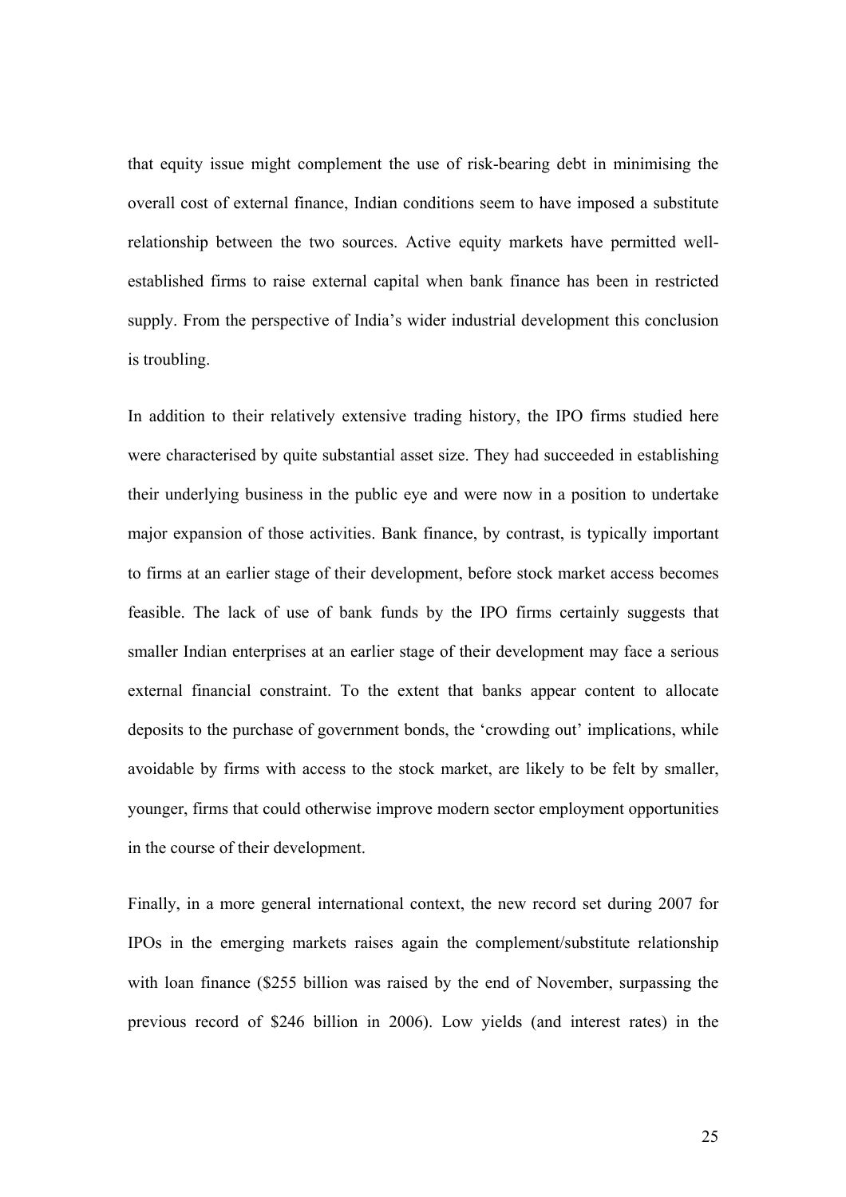that equity issue might complement the use of risk-bearing debt in minimising the overall cost of external finance, Indian conditions seem to have imposed a substitute relationship between the two sources. Active equity markets have permitted well-established firms to raise external capital when bank finance has been in restricted supply. From the perspective of India's wider industrial development this conclusion is troubling.

In addition to their relatively extensive trading history, the IPO firms studied here were characterised by quite substantial asset size. They had succeeded in establishing their underlying business in the public eye and were now in a position to undertake major expansion of those activities. Bank finance, by contrast, is typically important to firms at an earlier stage of their development, before stock market access becomes feasible. The lack of use of bank funds by the IPO firms certainly suggests that smaller Indian enterprises at an earlier stage of their development may face a serious external financial constraint. To the extent that banks appear content to allocate deposits to the purchase of government bonds, the 'crowding out' implications, while avoidable by firms with access to the stock market, are likely to be felt by smaller, younger, firms that could otherwise improve modern sector employment opportunities in the course of their development.

Finally, in a more general international context, the new record set during 2007 for IPOs in the emerging markets raises again the complement/substitute relationship with loan finance ($255 billion was raised by the end of November, surpassing the previous record of $246 billion in 2006). Low yields (and interest rates) in the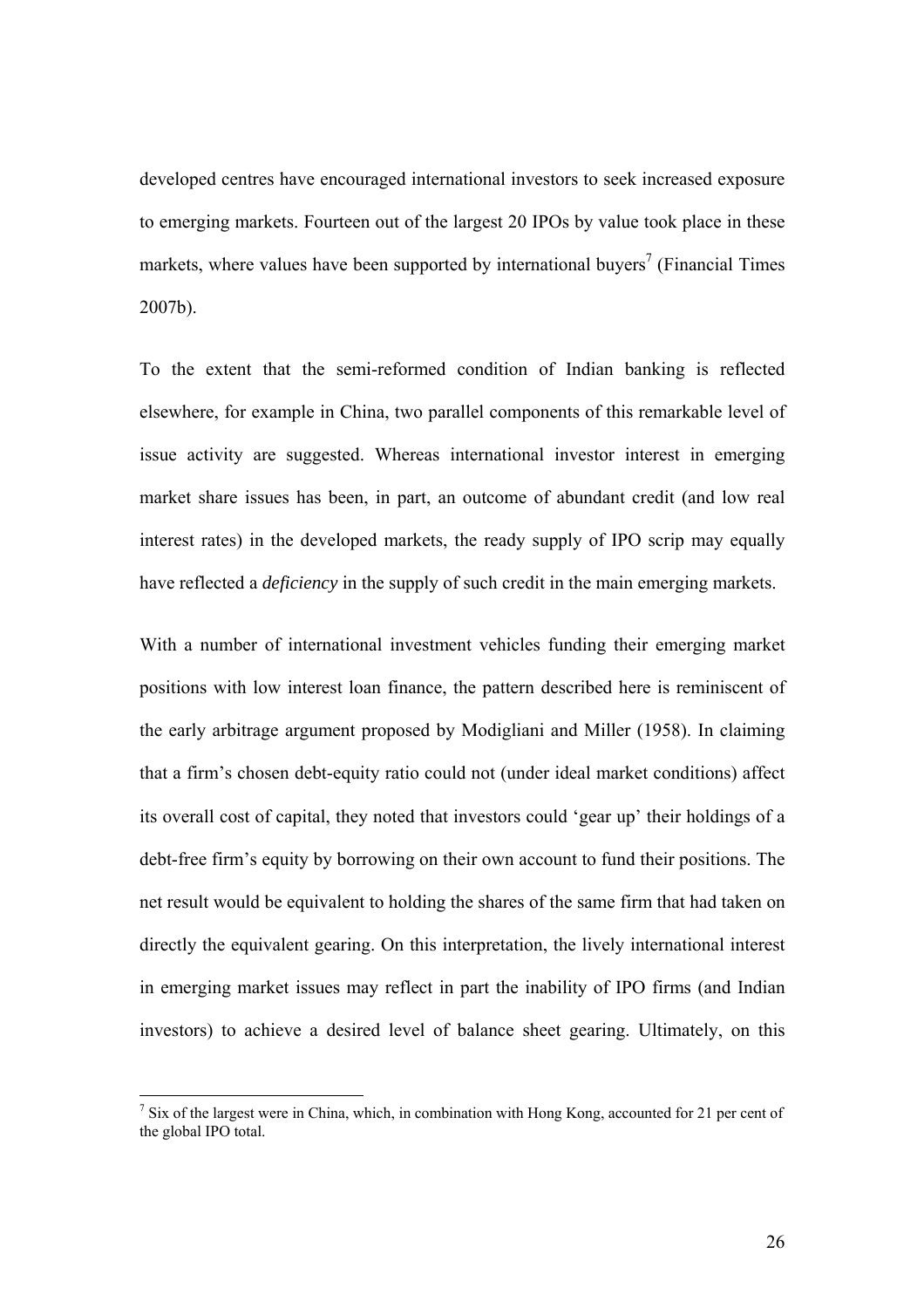developed centres have encouraged international investors to seek increased exposure to emerging markets. Fourteen out of the largest 20 IPOs by value took place in these markets, where values have been supported by international buyers[7] (Financial Times 2007b).

To the extent that the semi-reformed condition of Indian banking is reflected elsewhere, for example in China, two parallel components of this remarkable level of issue activity are suggested. Whereas international investor interest in emerging market share issues has been, in part, an outcome of abundant credit (and low real interest rates) in the developed markets, the ready supply of IPO scrip may equally have reflected a *deficiency* in the supply of such credit in the main emerging markets.

With a number of international investment vehicles funding their emerging market positions with low interest loan finance, the pattern described here is reminiscent of the early arbitrage argument proposed by Modigliani and Miller (1958). In claiming that a firm's chosen debt-equity ratio could not (under ideal market conditions) affect its overall cost of capital, they noted that investors could 'gear up' their holdings of a debt-free firm's equity by borrowing on their own account to fund their positions. The net result would be equivalent to holding the shares of the same firm that had taken on directly the equivalent gearing. On this interpretation, the lively international interest in emerging market issues may reflect in part the inability of IPO firms (and Indian investors) to achieve a desired level of balance sheet gearing. Ultimately, on this

[7] Six of the largest were in China, which, in combination with Hong Kong, accounted for 21 per cent of the global IPO total.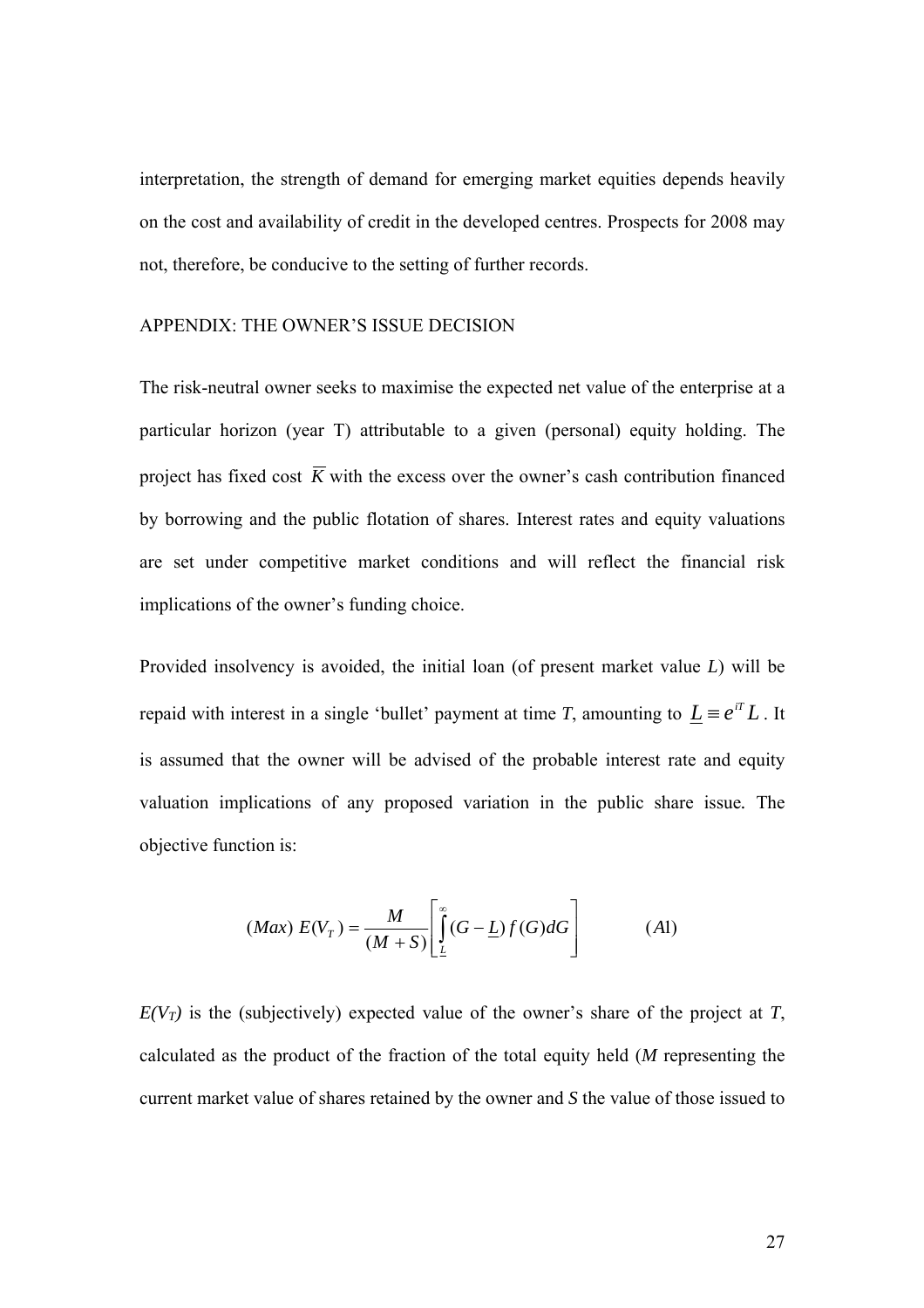interpretation, the strength of demand for emerging market equities depends heavily on the cost and availability of credit in the developed centres. Prospects for 2008 may not, therefore, be conducive to the setting of further records.

## APPENDIX: THE OWNER'S ISSUE DECISION

The risk-neutral owner seeks to maximise the expected net value of the enterprise at a particular horizon (year T) attributable to a given (personal) equity holding. The project has fixed cost $\overline{K}$ with the excess over the owner's cash contribution financed by borrowing and the public flotation of shares. Interest rates and equity valuations are set under competitive market conditions and will reflect the financial risk implications of the owner's funding choice.

Provided insolvency is avoided, the initial loan (of present market value *L*) will be repaid with interest in a single 'bullet' payment at time *T*, amounting to $\underline{L} \equiv e^{iT} L$. It is assumed that the owner will be advised of the probable interest rate and equity valuation implications of any proposed variation in the public share issue. The objective function is:

$$(Max)\ E(V_T) = \frac{M}{(M+S)} \left[ \int_{\underline{L}}^{\infty} (G - \underline{L}) f(G) dG \right] \qquad (A1)$$

*E(V*$_T$*)* is the (subjectively) expected value of the owner's share of the project at *T*, calculated as the product of the fraction of the total equity held (*M* representing the current market value of shares retained by the owner and *S* the value of those issued to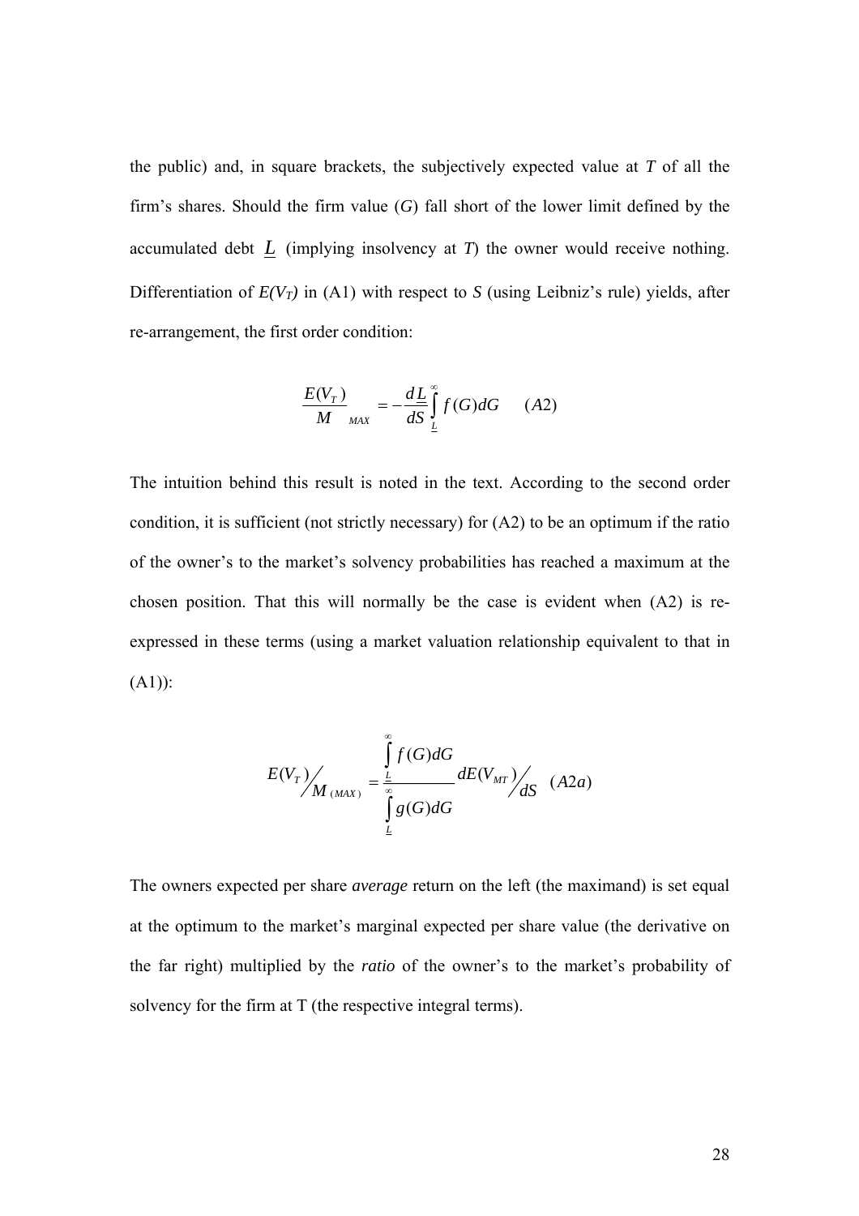the public) and, in square brackets, the subjectively expected value at $T$ of all the firm's shares. Should the firm value ($G$) fall short of the lower limit defined by the accumulated debt $\underline{L}$ (implying insolvency at $T$) the owner would receive nothing. Differentiation of $E(V_T)$ in (A1) with respect to $S$ (using Leibniz's rule) yields, after re-arrangement, the first order condition:

$$\left.\frac{E(V_T)}{M}\right|_{MAX} = -\frac{d\underline{L}}{dS}\int_{\underline{L}}^{\infty} f(G)dG \qquad (A2)$$

The intuition behind this result is noted in the text. According to the second order condition, it is sufficient (not strictly necessary) for (A2) to be an optimum if the ratio of the owner's to the market's solvency probabilities has reached a maximum at the chosen position. That this will normally be the case is evident when (A2) is re-expressed in these terms (using a market valuation relationship equivalent to that in (A1)):

$$E(V_T)\Big/M_{(MAX)} = \frac{\int_{\underline{L}}^{\infty} f(G)dG}{\int_{\underline{L}}^{\infty} g(G)dG}\, dE(V_{MT})\Big/dS \quad (A2a)$$

The owners expected per share *average* return on the left (the maximand) is set equal at the optimum to the market's marginal expected per share value (the derivative on the far right) multiplied by the *ratio* of the owner's to the market's probability of solvency for the firm at T (the respective integral terms).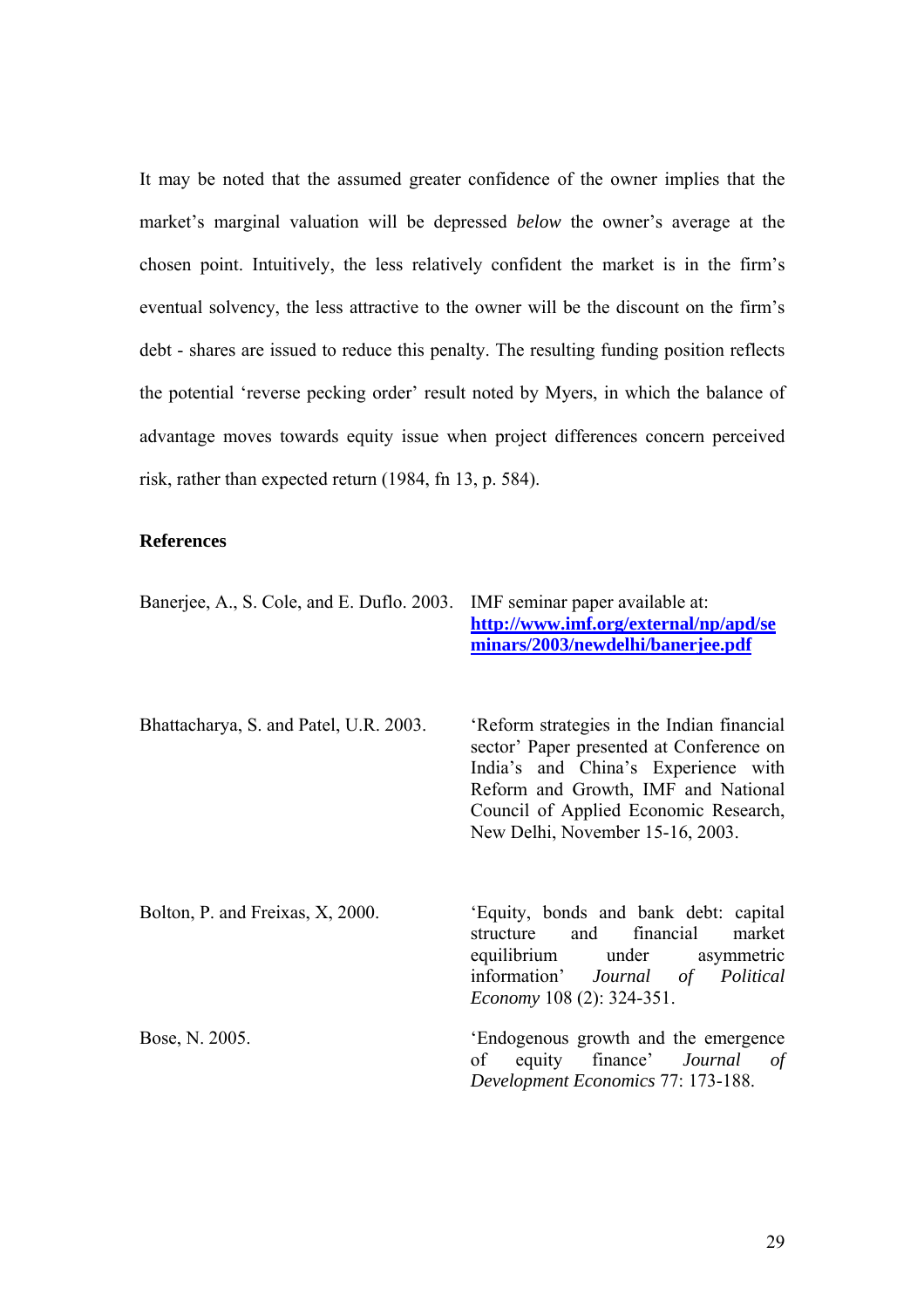It may be noted that the assumed greater confidence of the owner implies that the market's marginal valuation will be depressed *below* the owner's average at the chosen point. Intuitively, the less relatively confident the market is in the firm's eventual solvency, the less attractive to the owner will be the discount on the firm's debt - shares are issued to reduce this penalty. The resulting funding position reflects the potential 'reverse pecking order' result noted by Myers, in which the balance of advantage moves towards equity issue when project differences concern perceived risk, rather than expected return (1984, fn 13, p. 584).

**References**

Banerjee, A., S. Cole, and E. Duflo. 2003. IMF seminar paper available at: [http://www.imf.org/external/np/apd/seminars/2003/newdelhi/banerjee.pdf](http://www.imf.org/external/np/apd/seminars/2003/newdelhi/banerjee.pdf)

Bhattacharya, S. and Patel, U.R. 2003. 'Reform strategies in the Indian financial sector' Paper presented at Conference on India's and China's Experience with Reform and Growth, IMF and National Council of Applied Economic Research, New Delhi, November 15-16, 2003.

Bolton, P. and Freixas, X, 2000. 'Equity, bonds and bank debt: capital structure and financial market equilibrium under asymmetric information' *Journal of Political Economy* 108 (2): 324-351.

Bose, N. 2005. 'Endogenous growth and the emergence of equity finance' *Journal of Development Economics* 77: 173-188.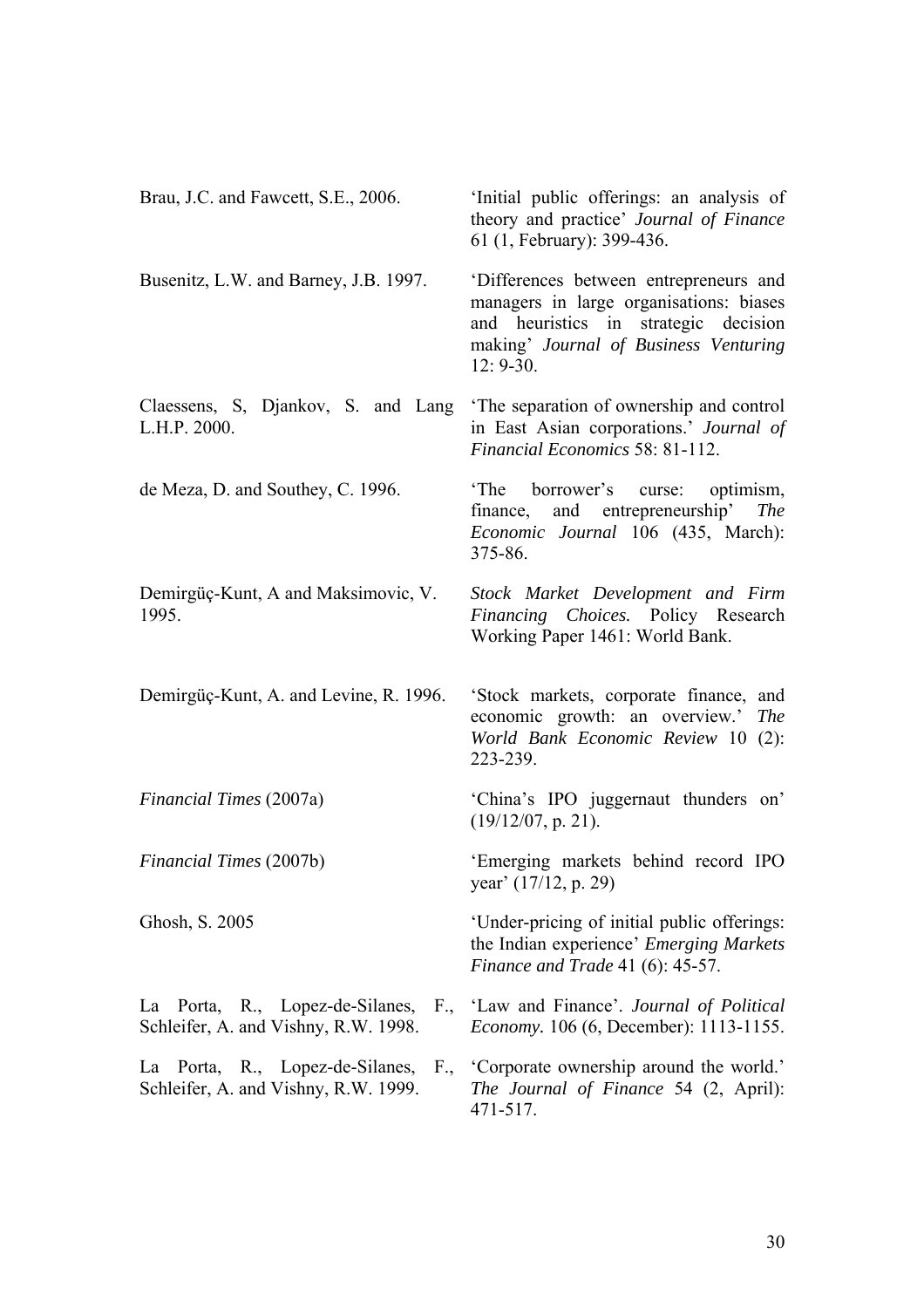Brau, J.C. and Fawcett, S.E., 2006. 'Initial public offerings: an analysis of theory and practice' *Journal of Finance* 61 (1, February): 399-436.

Busenitz, L.W. and Barney, J.B. 1997. 'Differences between entrepreneurs and managers in large organisations: biases and heuristics in strategic decision making' *Journal of Business Venturing* 12: 9-30.

Claessens, S, Djankov, S. and Lang L.H.P. 2000. 'The separation of ownership and control in East Asian corporations.' *Journal of Financial Economics* 58: 81-112.

de Meza, D. and Southey, C. 1996. 'The borrower's curse: optimism, finance, and entrepreneurship' *The Economic Journal* 106 (435, March): 375-86.

Demirgüç-Kunt, A and Maksimovic, V. 1995. *Stock Market Development and Firm Financing Choices.* Policy Research Working Paper 1461: World Bank.

Demirgüç-Kunt, A. and Levine, R. 1996. 'Stock markets, corporate finance, and economic growth: an overview.' *The World Bank Economic Review* 10 (2): 223-239.

*Financial Times* (2007a) 'China's IPO juggernaut thunders on' (19/12/07, p. 21).

*Financial Times* (2007b) 'Emerging markets behind record IPO year' (17/12, p. 29)

Ghosh, S. 2005 'Under-pricing of initial public offerings: the Indian experience' *Emerging Markets Finance and Trade* 41 (6): 45-57.

La Porta, R., Lopez-de-Silanes, F., Schleifer, A. and Vishny, R.W. 1998. 'Law and Finance'. *Journal of Political Economy.* 106 (6, December): 1113-1155.

La Porta, R., Lopez-de-Silanes, F., Schleifer, A. and Vishny, R.W. 1999. 'Corporate ownership around the world.' *The Journal of Finance* 54 (2, April): 471-517.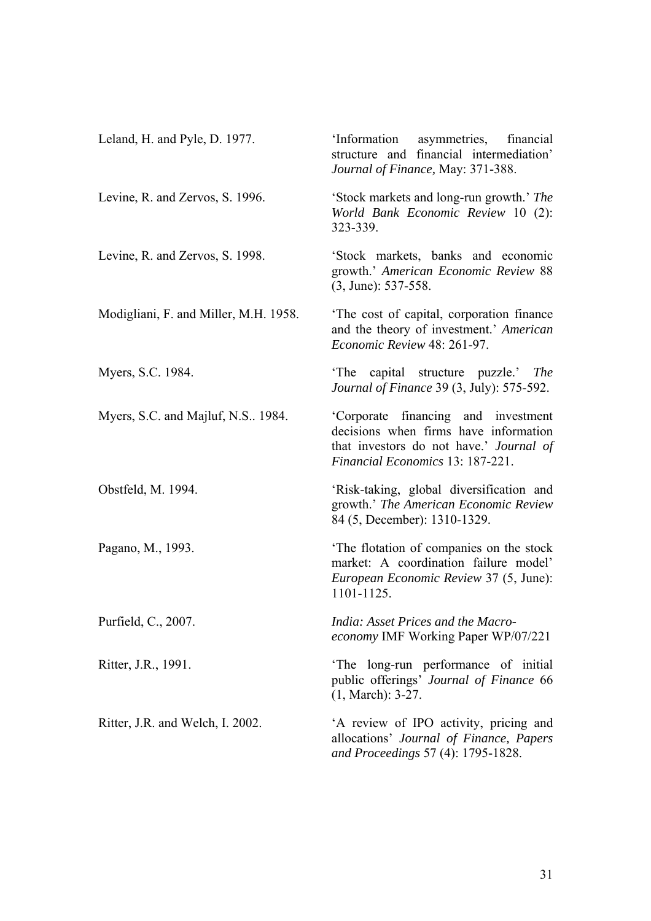Leland, H. and Pyle, D. 1977. 'Information asymmetries, financial structure and financial intermediation' *Journal of Finance,* May: 371-388.

Levine, R. and Zervos, S. 1996. 'Stock markets and long-run growth.' *The World Bank Economic Review* 10 (2): 323-339.

Levine, R. and Zervos, S. 1998. 'Stock markets, banks and economic growth.' *American Economic Review* 88 (3, June): 537-558.

Modigliani, F. and Miller, M.H. 1958. 'The cost of capital, corporation finance and the theory of investment.' *American Economic Review* 48: 261-97.

Myers, S.C. 1984. 'The capital structure puzzle.' *The Journal of Finance* 39 (3, July): 575-592.

Myers, S.C. and Majluf, N.S.. 1984. 'Corporate financing and investment decisions when firms have information that investors do not have.' *Journal of Financial Economics* 13: 187-221.

Obstfeld, M. 1994. 'Risk-taking, global diversification and growth.' *The American Economic Review* 84 (5, December): 1310-1329.

Pagano, M., 1993. 'The flotation of companies on the stock market: A coordination failure model' *European Economic Review* 37 (5, June): 1101-1125.

Purfield, C., 2007. *India: Asset Prices and the Macro-economy* IMF Working Paper WP/07/221

Ritter, J.R., 1991. 'The long-run performance of initial public offerings' *Journal of Finance* 66 (1, March): 3-27.

Ritter, J.R. and Welch, I. 2002. 'A review of IPO activity, pricing and allocations' *Journal of Finance, Papers and Proceedings* 57 (4): 1795-1828.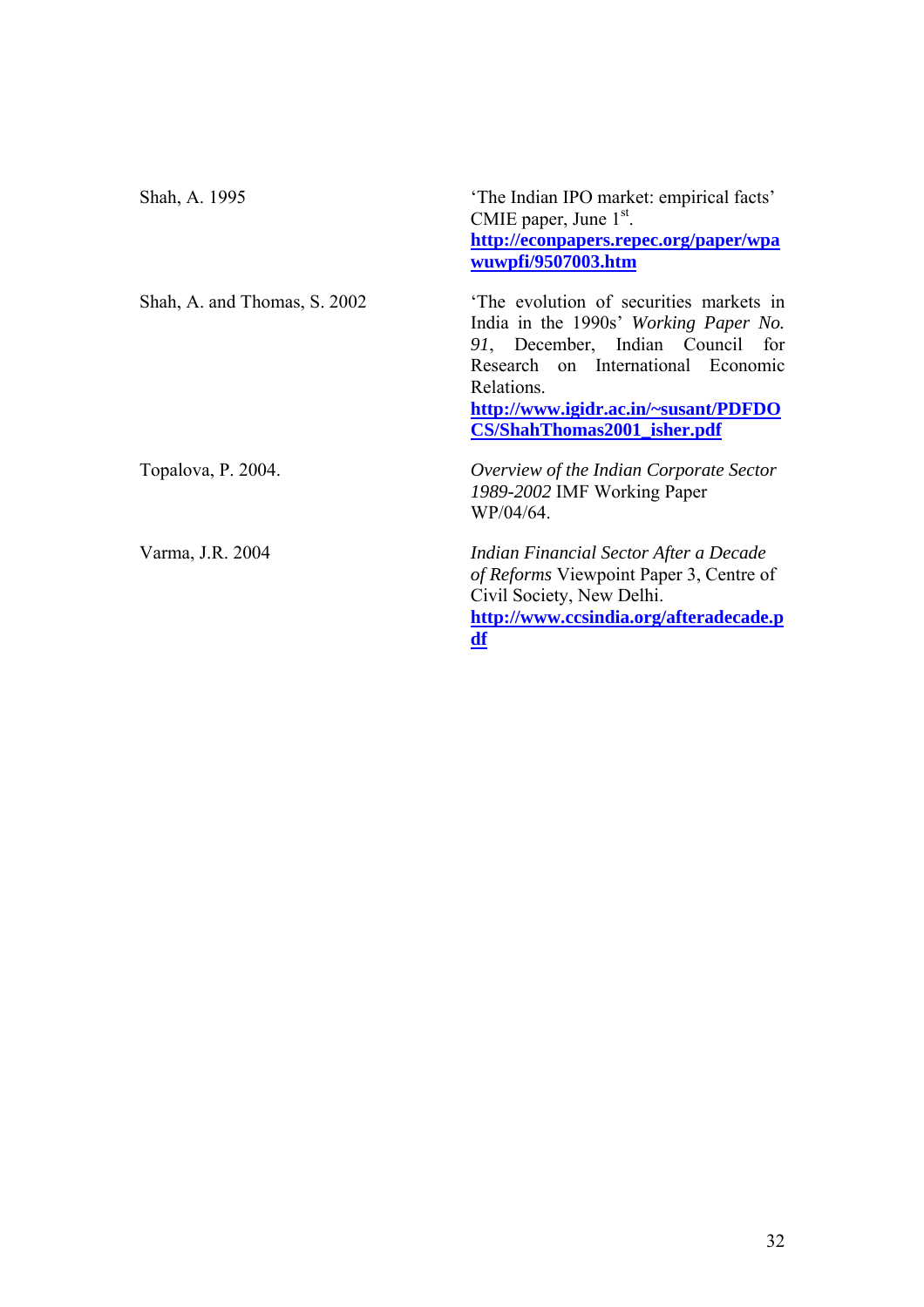Shah, A. 1995 — 'The Indian IPO market: empirical facts' CMIE paper, June 1st. **http://econpapers.repec.org/paper/wpawuwpfi/9507003.htm**

Shah, A. and Thomas, S. 2002 — 'The evolution of securities markets in India in the 1990s' *Working Paper No. 91*, December, Indian Council for Research on International Economic Relations. **http://www.igidr.ac.in/~susant/PDFDOCS/ShahThomas2001_isher.pdf**

Topalova, P. 2004. — *Overview of the Indian Corporate Sector 1989-2002* IMF Working Paper WP/04/64.

Varma, J.R. 2004 — *Indian Financial Sector After a Decade of Reforms* Viewpoint Paper 3, Centre of Civil Society, New Delhi. **http://www.ccsindia.org/afteradecade.pdf**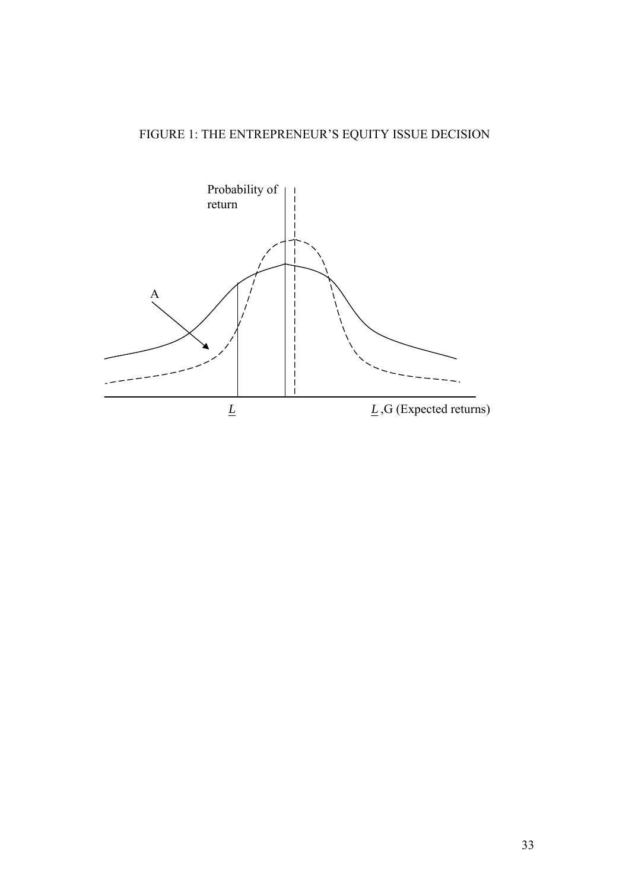FIGURE 1: THE ENTREPRENEUR'S EQUITY ISSUE DECISION

Probability of return

A

$\underline{L}$

$\underline{L}$ ,G (Expected returns)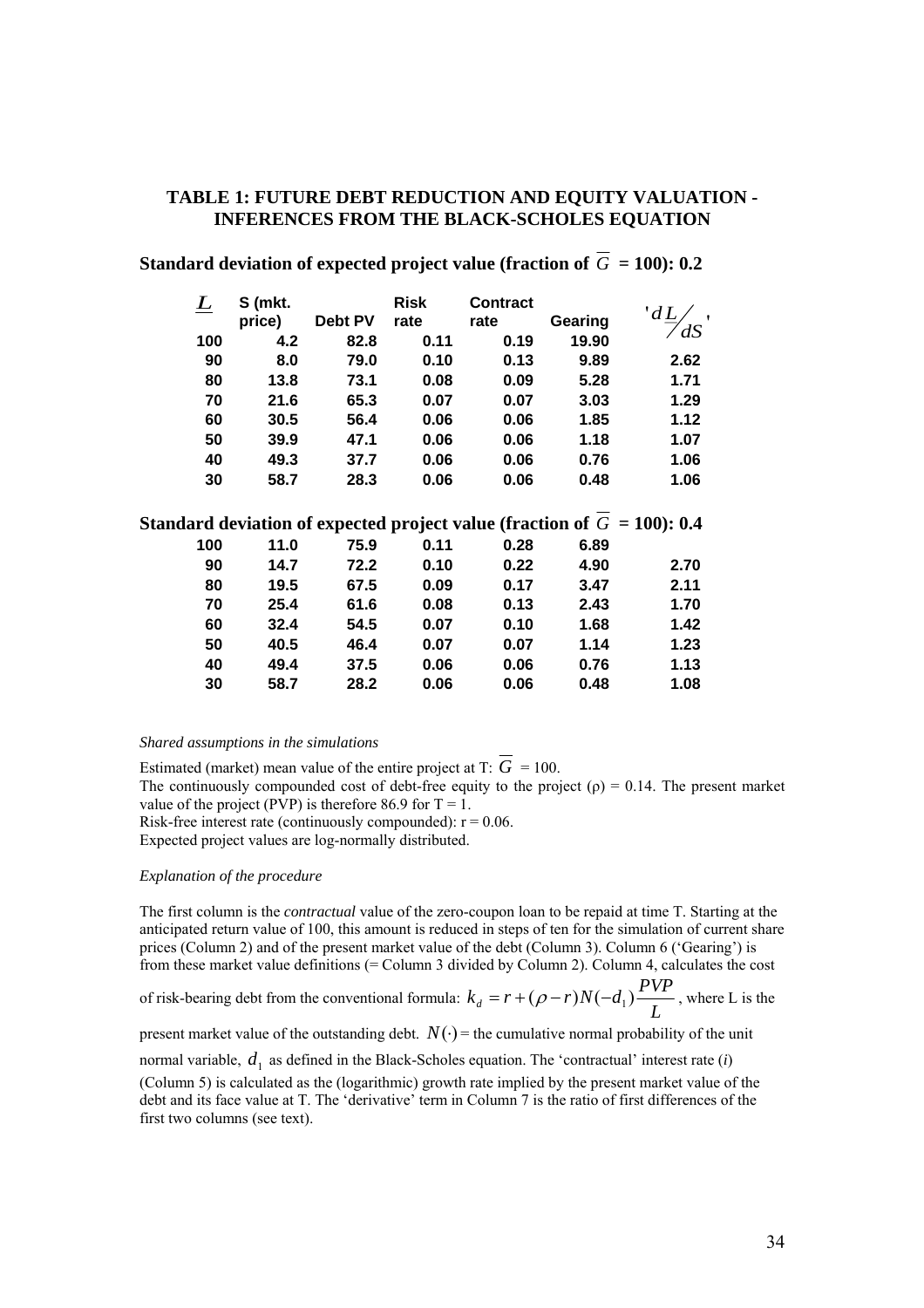## TABLE 1: FUTURE DEBT REDUCTION AND EQUITY VALUATION - INFERENCES FROM THE BLACK-SCHOLES EQUATION

**Standard deviation of expected project value (fraction of $\overline{G}$ = 100): 0.2**

| $\underline{L}$ | S (mkt. price) | Debt PV | Risk rate | Contract rate | Gearing | '$d\underline{L}/dS$' |
|---|---|---|---|---|---|---|
| 100 | 4.2 | 82.8 | 0.11 | 0.19 | 19.90 | |
| 90 | 8.0 | 79.0 | 0.10 | 0.13 | 9.89 | 2.62 |
| 80 | 13.8 | 73.1 | 0.08 | 0.09 | 5.28 | 1.71 |
| 70 | 21.6 | 65.3 | 0.07 | 0.07 | 3.03 | 1.29 |
| 60 | 30.5 | 56.4 | 0.06 | 0.06 | 1.85 | 1.12 |
| 50 | 39.9 | 47.1 | 0.06 | 0.06 | 1.18 | 1.07 |
| 40 | 49.3 | 37.7 | 0.06 | 0.06 | 0.76 | 1.06 |
| 30 | 58.7 | 28.3 | 0.06 | 0.06 | 0.48 | 1.06 |

**Standard deviation of expected project value (fraction of $\overline{G}$ = 100): 0.4**

| $\underline{L}$ | S (mkt. price) | Debt PV | Risk rate | Contract rate | Gearing | '$d\underline{L}/dS$' |
|---|---|---|---|---|---|---|
| 100 | 11.0 | 75.9 | 0.11 | 0.28 | 6.89 | |
| 90 | 14.7 | 72.2 | 0.10 | 0.22 | 4.90 | 2.70 |
| 80 | 19.5 | 67.5 | 0.09 | 0.17 | 3.47 | 2.11 |
| 70 | 25.4 | 61.6 | 0.08 | 0.13 | 2.43 | 1.70 |
| 60 | 32.4 | 54.5 | 0.07 | 0.10 | 1.68 | 1.42 |
| 50 | 40.5 | 46.4 | 0.07 | 0.07 | 1.14 | 1.23 |
| 40 | 49.4 | 37.5 | 0.06 | 0.06 | 0.76 | 1.13 |
| 30 | 58.7 | 28.2 | 0.06 | 0.06 | 0.48 | 1.08 |

*Shared assumptions in the simulations*

Estimated (market) mean value of the entire project at T: $\overline{G}$ = 100.
The continuously compounded cost of debt-free equity to the project ($\rho$) = 0.14. The present market value of the project (PVP) is therefore 86.9 for T = 1.
Risk-free interest rate (continuously compounded): r = 0.06.
Expected project values are log-normally distributed.

*Explanation of the procedure*

The first column is the *contractual* value of the zero-coupon loan to be repaid at time T. Starting at the anticipated return value of 100, this amount is reduced in steps of ten for the simulation of current share prices (Column 2) and of the present market value of the debt (Column 3). Column 6 ('Gearing') is from these market value definitions (= Column 3 divided by Column 2). Column 4, calculates the cost of risk-bearing debt from the conventional formula: $k_d = r + (\rho - r)N(-d_1)\frac{PVP}{L}$, where L is the present market value of the outstanding debt. $N(\cdot)$ = the cumulative normal probability of the unit normal variable, $d_1$ as defined in the Black-Scholes equation. The 'contractual' interest rate ($i$) (Column 5) is calculated as the (logarithmic) growth rate implied by the present market value of the debt and its face value at T. The 'derivative' term in Column 7 is the ratio of first differences of the first two columns (see text).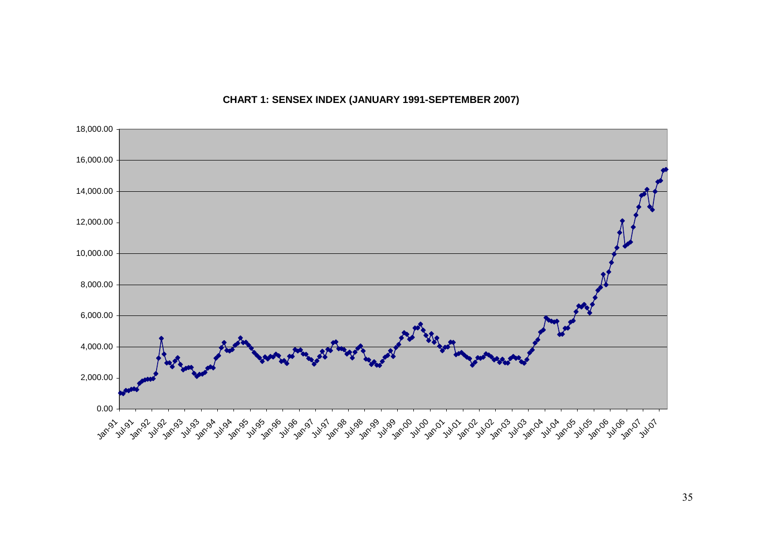**CHART 1: SENSEX INDEX (JANUARY 1991-SEPTEMBER 2007)**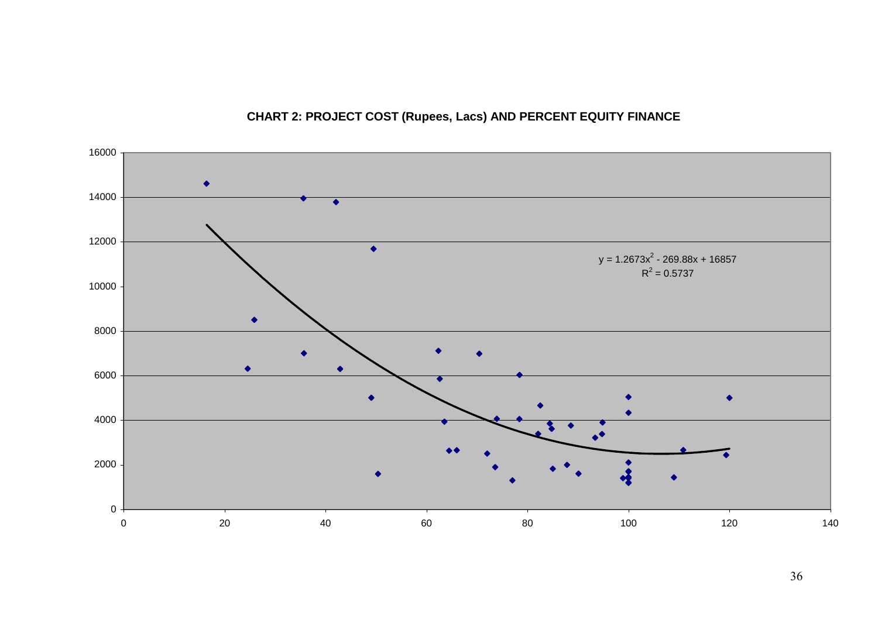**CHART 2: PROJECT COST (Rupees, Lacs) AND PERCENT EQUITY FINANCE**

$y = 1.2673x^2 - 269.88x + 16857$

$R^2 = 0.5737$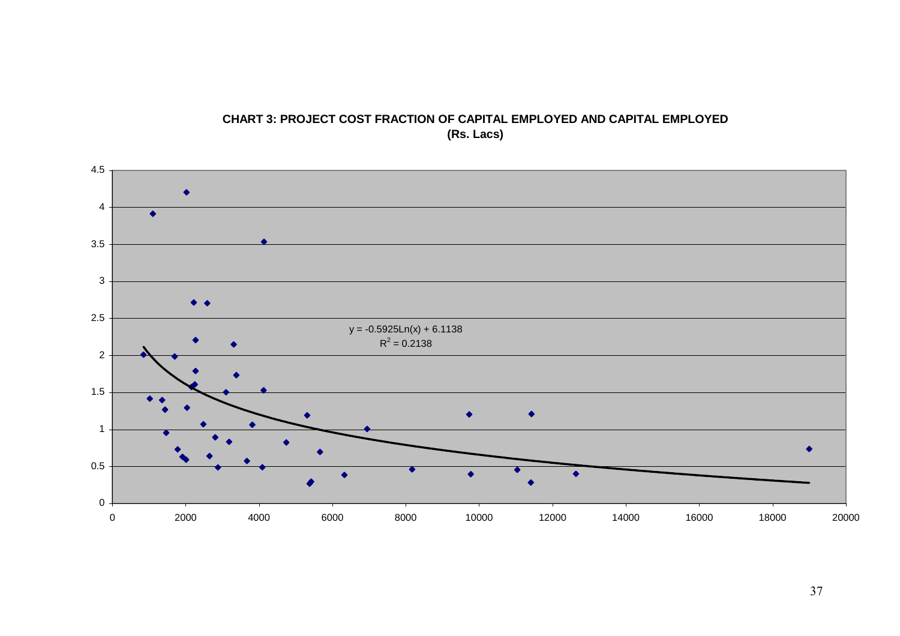**CHART 3: PROJECT COST FRACTION OF CAPITAL EMPLOYED AND CAPITAL EMPLOYED (Rs. Lacs)**

$y = -0.5925\ln(x) + 6.1138$

$R^2 = 0.2138$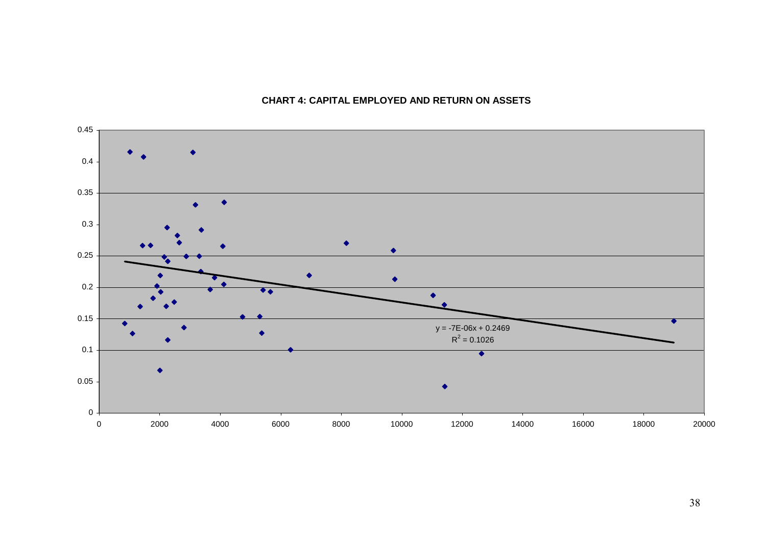**CHART 4: CAPITAL EMPLOYED AND RETURN ON ASSETS**

$y = -7E\text{-}06x + 0.2469$

$R^2 = 0.1026$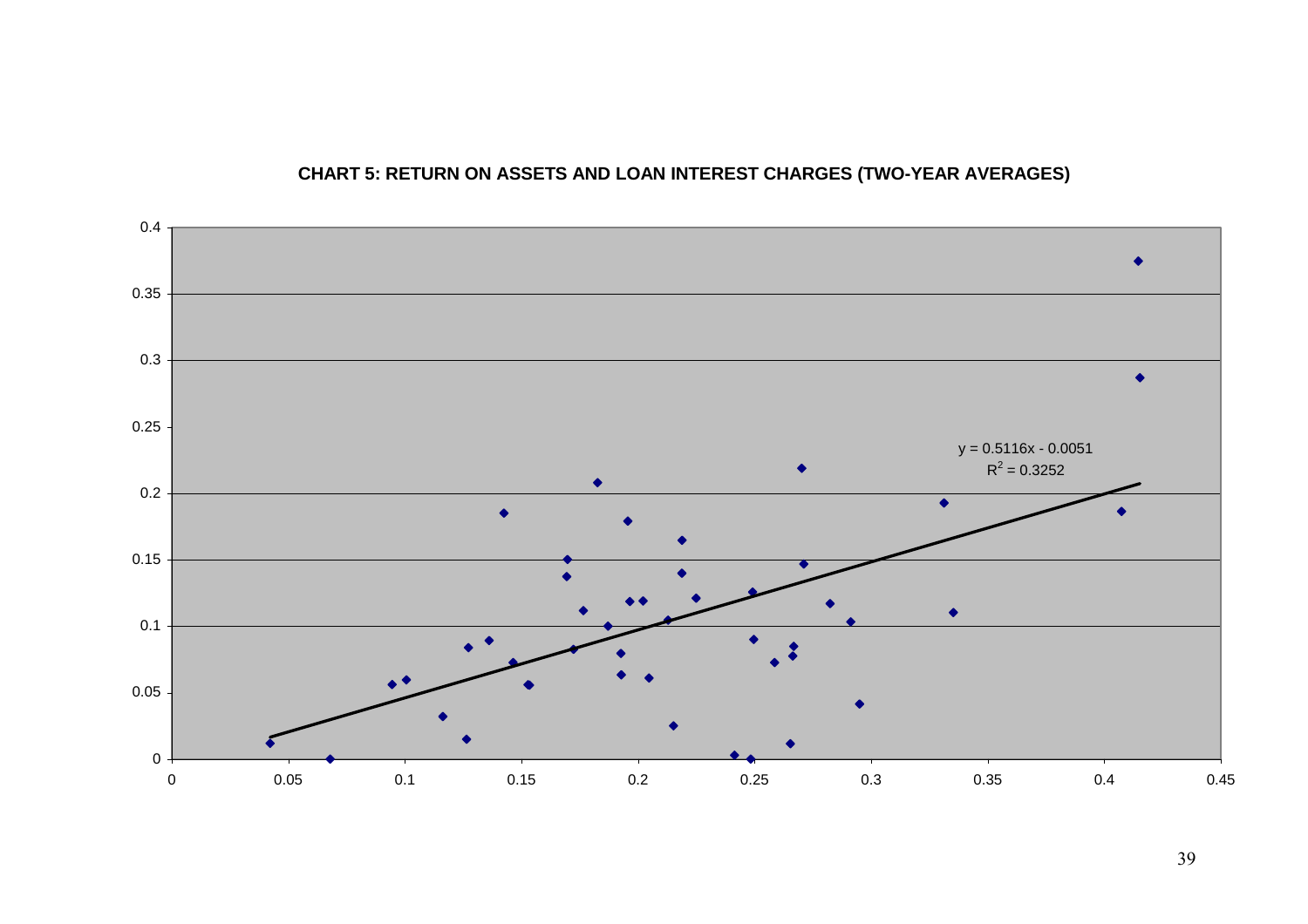**CHART 5: RETURN ON ASSETS AND LOAN INTEREST CHARGES (TWO-YEAR AVERAGES)**

$y = 0.5116x - 0.0051$

$R^2 = 0.3252$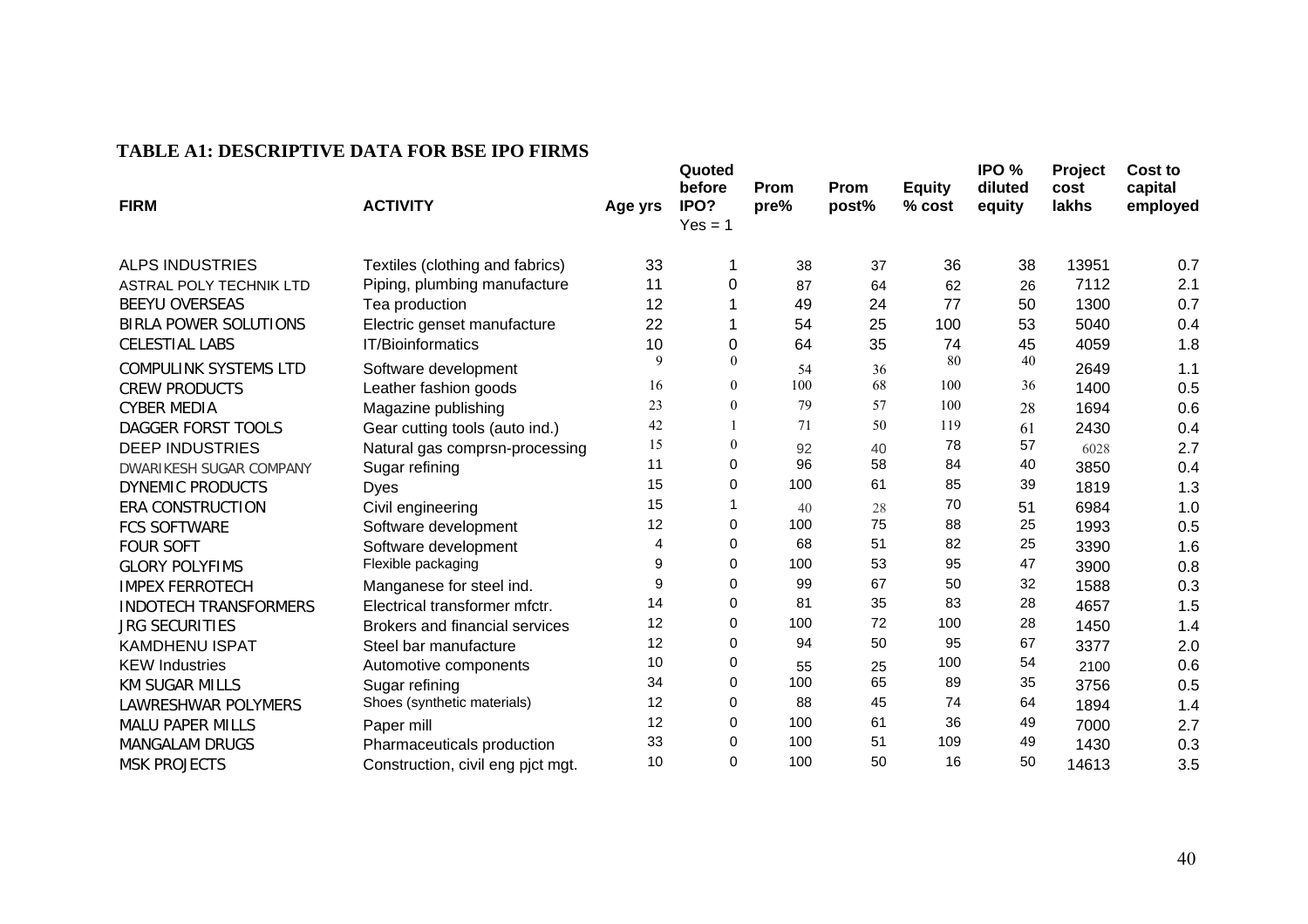**TABLE A1: DESCRIPTIVE DATA FOR BSE IPO FIRMS**

| FIRM | ACTIVITY | Age yrs | Quoted before IPO? Yes = 1 | Prom pre% | Prom post% | Equity % cost | IPO % diluted equity | Project cost lakhs | Cost to capital employed |
|---|---|---|---|---|---|---|---|---|---|
| ALPS INDUSTRIES | Textiles (clothing and fabrics) | 33 | 1 | 38 | 37 | 36 | 38 | 13951 | 0.7 |
| ASTRAL POLY TECHNIK LTD | Piping, plumbing manufacture | 11 | 0 | 87 | 64 | 62 | 26 | 7112 | 2.1 |
| BEEYU OVERSEAS | Tea production | 12 | 1 | 49 | 24 | 77 | 50 | 1300 | 0.7 |
| BIRLA POWER SOLUTIONS | Electric genset manufacture | 22 | 1 | 54 | 25 | 100 | 53 | 5040 | 0.4 |
| CELESTIAL LABS | IT/Bioinformatics | 10 | 0 | 64 | 35 | 74 | 45 | 4059 | 1.8 |
| COMPULINK SYSTEMS LTD | Software development | 9 | 0 | 54 | 36 | 80 | 40 | 2649 | 1.1 |
| CREW PRODUCTS | Leather fashion goods | 16 | 0 | 100 | 68 | 100 | 36 | 1400 | 0.5 |
| CYBER MEDIA | Magazine publishing | 23 | 0 | 79 | 57 | 100 | 28 | 1694 | 0.6 |
| DAGGER FORST TOOLS | Gear cutting tools (auto ind.) | 42 | 1 | 71 | 50 | 119 | 61 | 2430 | 0.4 |
| DEEP INDUSTRIES | Natural gas comprsn-processing | 15 | 0 | 92 | 40 | 78 | 57 | 6028 | 2.7 |
| DWARIKESH SUGAR COMPANY | Sugar refining | 11 | 0 | 96 | 58 | 84 | 40 | 3850 | 0.4 |
| DYNEMIC PRODUCTS | Dyes | 15 | 0 | 100 | 61 | 85 | 39 | 1819 | 1.3 |
| ERA CONSTRUCTION | Civil engineering | 15 | 1 | 40 | 28 | 70 | 51 | 6984 | 1.0 |
| FCS SOFTWARE | Software development | 12 | 0 | 100 | 75 | 88 | 25 | 1993 | 0.5 |
| FOUR SOFT | Software development | 4 | 0 | 68 | 51 | 82 | 25 | 3390 | 1.6 |
| GLORY POLYFIMS | Flexible packaging | 9 | 0 | 100 | 53 | 95 | 47 | 3900 | 0.8 |
| IMPEX FERROTECH | Manganese for steel ind. | 9 | 0 | 99 | 67 | 50 | 32 | 1588 | 0.3 |
| INDOTECH TRANSFORMERS | Electrical transformer mfctr. | 14 | 0 | 81 | 35 | 83 | 28 | 4657 | 1.5 |
| JRG SECURITIES | Brokers and financial services | 12 | 0 | 100 | 72 | 100 | 28 | 1450 | 1.4 |
| KAMDHENU ISPAT | Steel bar manufacture | 12 | 0 | 94 | 50 | 95 | 67 | 3377 | 2.0 |
| KEW Industries | Automotive components | 10 | 0 | 55 | 25 | 100 | 54 | 2100 | 0.6 |
| KM SUGAR MILLS | Sugar refining | 34 | 0 | 100 | 65 | 89 | 35 | 3756 | 0.5 |
| LAWRESHWAR POLYMERS | Shoes (synthetic materials) | 12 | 0 | 88 | 45 | 74 | 64 | 1894 | 1.4 |
| MALU PAPER MILLS | Paper mill | 12 | 0 | 100 | 61 | 36 | 49 | 7000 | 2.7 |
| MANGALAM DRUGS | Pharmaceuticals production | 33 | 0 | 100 | 51 | 109 | 49 | 1430 | 0.3 |
| MSK PROJECTS | Construction, civil eng pjct mgt. | 10 | 0 | 100 | 50 | 16 | 50 | 14613 | 3.5 |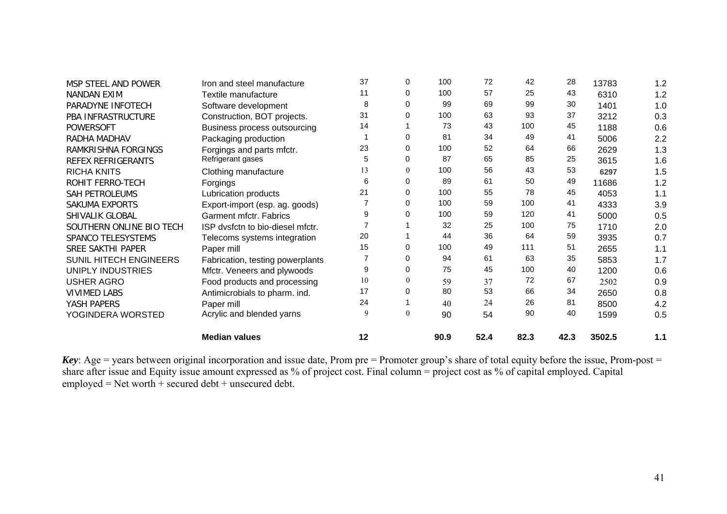| | | | | | | | | | |
|---|---|---|---|---|---|---|---|---|---|
| MSP STEEL AND POWER | Iron and steel manufacture | 37 | 0 | 100 | 72 | 42 | 28 | 13783 | 1.2 |
| NANDAN EXIM | Textile manufacture | 11 | 0 | 100 | 57 | 25 | 43 | 6310 | 1.2 |
| PARADYNE INFOTECH | Software development | 8 | 0 | 99 | 69 | 99 | 30 | 1401 | 1.0 |
| PBA INFRASTRUCTURE | Construction, BOT projects. | 31 | 0 | 100 | 63 | 93 | 37 | 3212 | 0.3 |
| POWERSOFT | Business process outsourcing | 14 | 1 | 73 | 43 | 100 | 45 | 1188 | 0.6 |
| RADHA MADHAV | Packaging production | 1 | 0 | 81 | 34 | 49 | 41 | 5006 | 2.2 |
| RAMKRISHNA FORGINGS | Forgings and parts mfctr. | 23 | 0 | 100 | 52 | 64 | 66 | 2629 | 1.3 |
| REFEX REFRIGERANTS | Refrigerant gases | 5 | 0 | 87 | 65 | 85 | 25 | 3615 | 1.6 |
| RICHA KNITS | Clothing manufacture | 13 | 0 | 100 | 56 | 43 | 53 | 6297 | 1.5 |
| ROHIT FERRO-TECH | Forgings | 6 | 0 | 89 | 61 | 50 | 49 | 11686 | 1.2 |
| SAH PETROLEUMS | Lubrication products | 21 | 0 | 100 | 55 | 78 | 45 | 4053 | 1.1 |
| SAKUMA EXPORTS | Export-import (esp. ag. goods) | 7 | 0 | 100 | 59 | 100 | 41 | 4333 | 3.9 |
| SHIVALIK GLOBAL | Garment mfctr. Fabrics | 9 | 0 | 100 | 59 | 120 | 41 | 5000 | 0.5 |
| SOUTHERN ONLINE BIO TECH | ISP dvsfctn to bio-diesel mfctr. | 7 | 1 | 32 | 25 | 100 | 75 | 1710 | 2.0 |
| SPANCO TELESYSTEMS | Telecoms systems integration | 20 | 1 | 44 | 36 | 64 | 59 | 3935 | 0.7 |
| SREE SAKTHI PAPER | Paper mill | 15 | 0 | 100 | 49 | 111 | 51 | 2655 | 1.1 |
| SUNIL HITECH ENGINEERS | Fabrication, testing powerplants | 7 | 0 | 94 | 61 | 63 | 35 | 5853 | 1.7 |
| UNIPLY INDUSTRIES | Mfctr. Veneers and plywoods | 9 | 0 | 75 | 45 | 100 | 40 | 1200 | 0.6 |
| USHER AGRO | Food products and processing | 10 | 0 | 59 | 37 | 72 | 67 | 2502 | 0.9 |
| VIVIMED LABS | Antimicrobials to pharm. ind. | 17 | 0 | 80 | 53 | 66 | 34 | 2650 | 0.8 |
| YASH PAPERS | Paper mill | 24 | 1 | 40 | 24 | 26 | 81 | 8500 | 4.2 |
| YOGINDERA WORSTED | Acrylic and blended yarns | 9 | 0 | 90 | 54 | 90 | 40 | 1599 | 0.5 |
| | **Median values** | **12** | | **90.9** | **52.4** | **82.3** | **42.3** | **3502.5** | **1.1** |

***Key***: Age = years between original incorporation and issue date, Prom pre = Promoter group's share of total equity before the issue, Prom-post = share after issue and Equity issue amount expressed as % of project cost. Final column = project cost as % of capital employed. Capital employed = Net worth + secured debt + unsecured debt.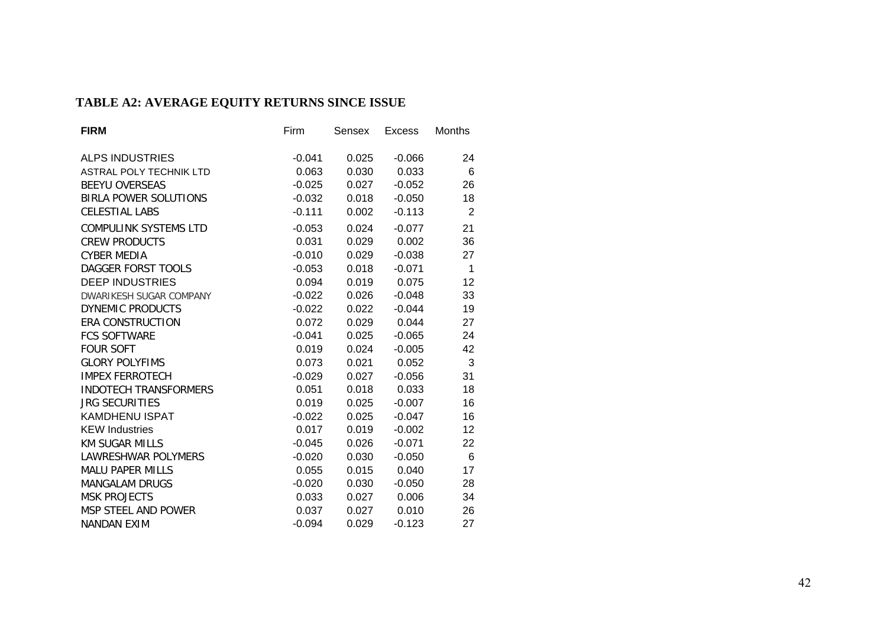## TABLE A2: AVERAGE EQUITY RETURNS SINCE ISSUE

| FIRM | Firm | Sensex | Excess | Months |
|---|---|---|---|---|
| ALPS INDUSTRIES | -0.041 | 0.025 | -0.066 | 24 |
| ASTRAL POLY TECHNIK LTD | 0.063 | 0.030 | 0.033 | 6 |
| BEEYU OVERSEAS | -0.025 | 0.027 | -0.052 | 26 |
| BIRLA POWER SOLUTIONS | -0.032 | 0.018 | -0.050 | 18 |
| CELESTIAL LABS | -0.111 | 0.002 | -0.113 | 2 |
| COMPULINK SYSTEMS LTD | -0.053 | 0.024 | -0.077 | 21 |
| CREW PRODUCTS | 0.031 | 0.029 | 0.002 | 36 |
| CYBER MEDIA | -0.010 | 0.029 | -0.038 | 27 |
| DAGGER FORST TOOLS | -0.053 | 0.018 | -0.071 | 1 |
| DEEP INDUSTRIES | 0.094 | 0.019 | 0.075 | 12 |
| DWARIKESH SUGAR COMPANY | -0.022 | 0.026 | -0.048 | 33 |
| DYNEMIC PRODUCTS | -0.022 | 0.022 | -0.044 | 19 |
| ERA CONSTRUCTION | 0.072 | 0.029 | 0.044 | 27 |
| FCS SOFTWARE | -0.041 | 0.025 | -0.065 | 24 |
| FOUR SOFT | 0.019 | 0.024 | -0.005 | 42 |
| GLORY POLYFIMS | 0.073 | 0.021 | 0.052 | 3 |
| IMPEX FERROTECH | -0.029 | 0.027 | -0.056 | 31 |
| INDOTECH TRANSFORMERS | 0.051 | 0.018 | 0.033 | 18 |
| JRG SECURITIES | 0.019 | 0.025 | -0.007 | 16 |
| KAMDHENU ISPAT | -0.022 | 0.025 | -0.047 | 16 |
| KEW Industries | 0.017 | 0.019 | -0.002 | 12 |
| KM SUGAR MILLS | -0.045 | 0.026 | -0.071 | 22 |
| LAWRESHWAR POLYMERS | -0.020 | 0.030 | -0.050 | 6 |
| MALU PAPER MILLS | 0.055 | 0.015 | 0.040 | 17 |
| MANGALAM DRUGS | -0.020 | 0.030 | -0.050 | 28 |
| MSK PROJECTS | 0.033 | 0.027 | 0.006 | 34 |
| MSP STEEL AND POWER | 0.037 | 0.027 | 0.010 | 26 |
| NANDAN EXIM | -0.094 | 0.029 | -0.123 | 27 |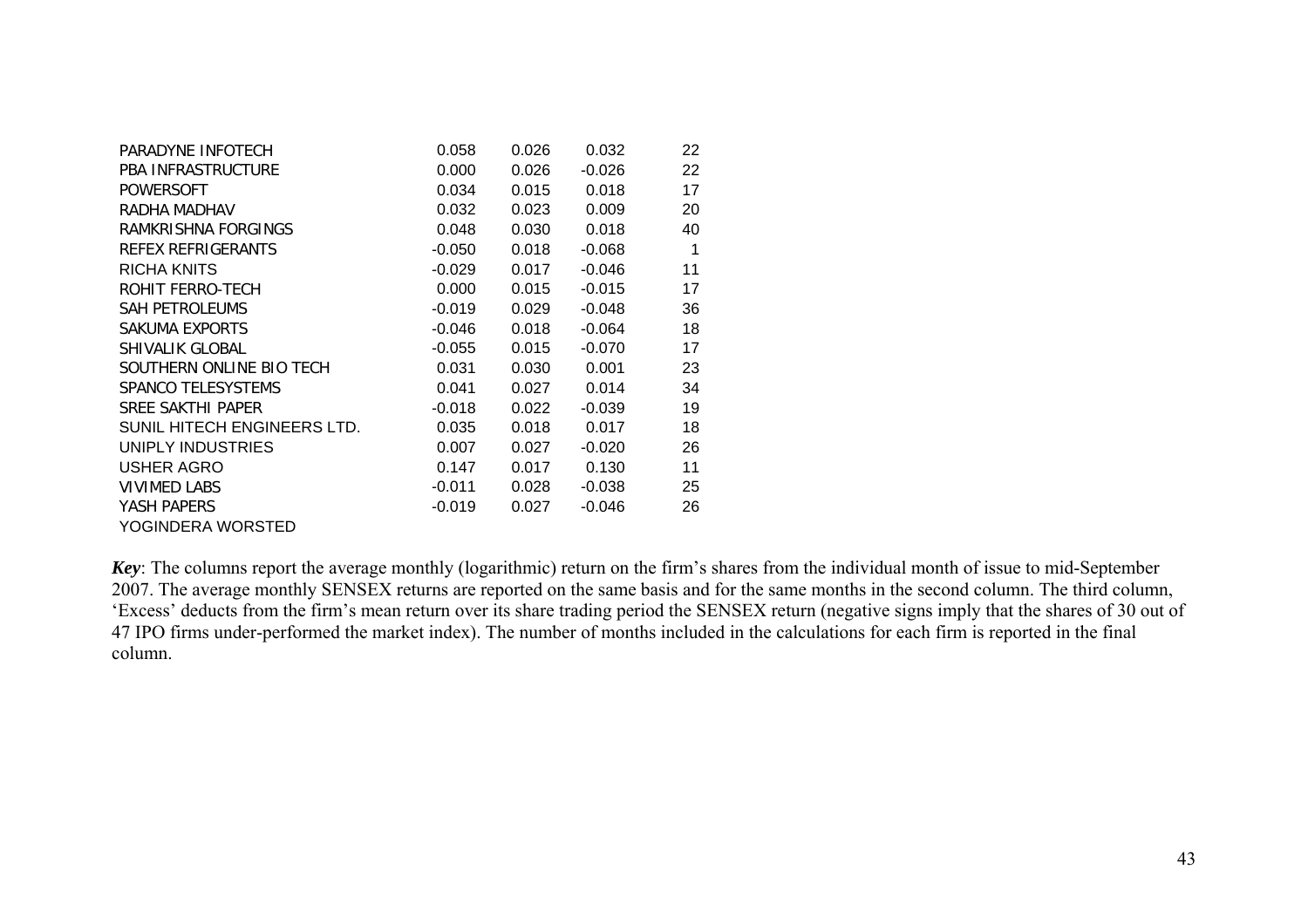| | | | | |
|---|---|---|---|---|
| PARADYNE INFOTECH | 0.058 | 0.026 | 0.032 | 22 |
| PBA INFRASTRUCTURE | 0.000 | 0.026 | -0.026 | 22 |
| POWERSOFT | 0.034 | 0.015 | 0.018 | 17 |
| RADHA MADHAV | 0.032 | 0.023 | 0.009 | 20 |
| RAMKRISHNA FORGINGS | 0.048 | 0.030 | 0.018 | 40 |
| REFEX REFRIGERANTS | -0.050 | 0.018 | -0.068 | 1 |
| RICHA KNITS | -0.029 | 0.017 | -0.046 | 11 |
| ROHIT FERRO-TECH | 0.000 | 0.015 | -0.015 | 17 |
| SAH PETROLEUMS | -0.019 | 0.029 | -0.048 | 36 |
| SAKUMA EXPORTS | -0.046 | 0.018 | -0.064 | 18 |
| SHIVALIK GLOBAL | -0.055 | 0.015 | -0.070 | 17 |
| SOUTHERN ONLINE BIO TECH | 0.031 | 0.030 | 0.001 | 23 |
| SPANCO TELESYSTEMS | 0.041 | 0.027 | 0.014 | 34 |
| SREE SAKTHI PAPER | -0.018 | 0.022 | -0.039 | 19 |
| SUNIL HITECH ENGINEERS LTD. | 0.035 | 0.018 | 0.017 | 18 |
| UNIPLY INDUSTRIES | 0.007 | 0.027 | -0.020 | 26 |
| USHER AGRO | 0.147 | 0.017 | 0.130 | 11 |
| VIVIMED LABS | -0.011 | 0.028 | -0.038 | 25 |
| YASH PAPERS | -0.019 | 0.027 | -0.046 | 26 |
| YOGINDERA WORSTED | | | | |

***Key***: The columns report the average monthly (logarithmic) return on the firm's shares from the individual month of issue to mid-September 2007. The average monthly SENSEX returns are reported on the same basis and for the same months in the second column. The third column, 'Excess' deducts from the firm's mean return over its share trading period the SENSEX return (negative signs imply that the shares of 30 out of 47 IPO firms under-performed the market index). The number of months included in the calculations for each firm is reported in the final column.